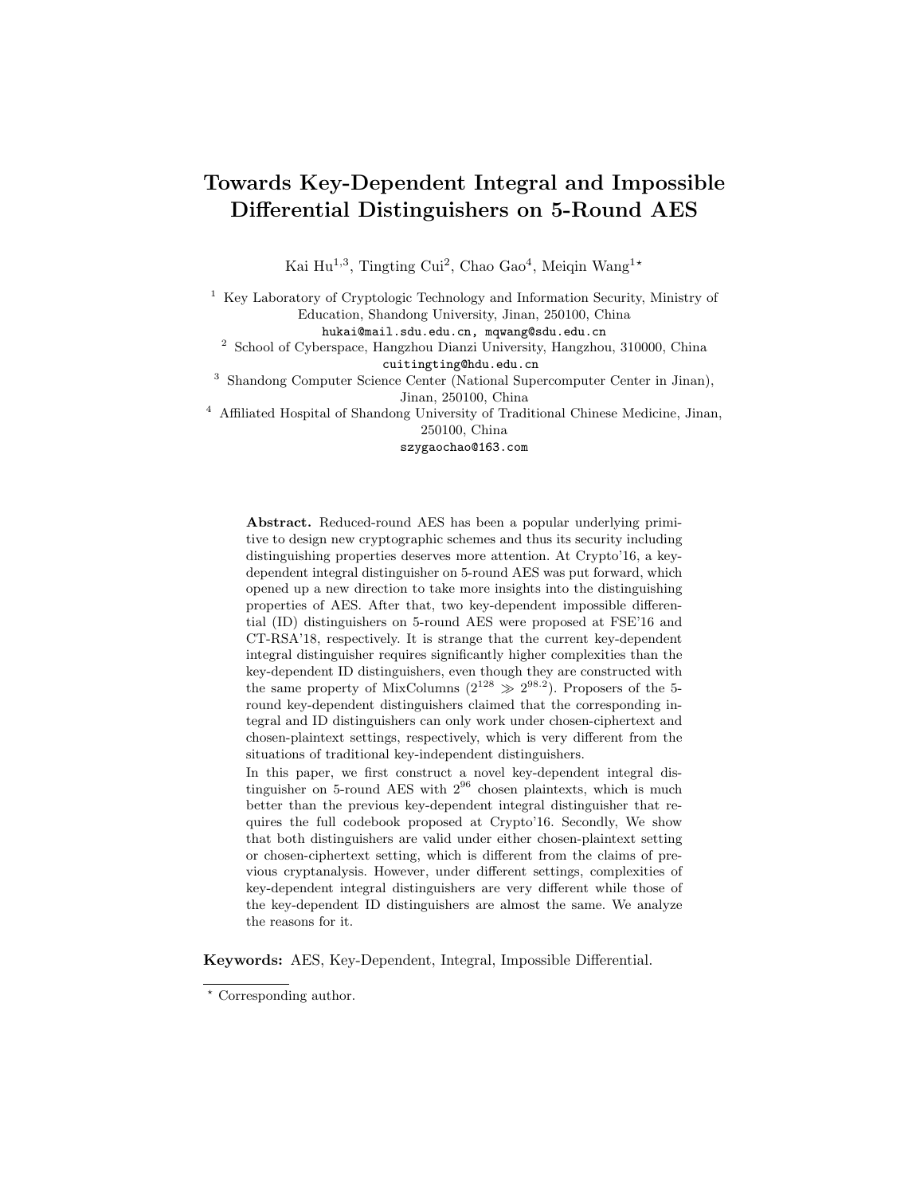# Towards Key-Dependent Integral and Impossible Differential Distinguishers on 5-Round AES

Kai Hu[1,3], Tingting Cui[2], Chao Gao[4], Meiqin Wang[1]*

[1] Key Laboratory of Cryptologic Technology and Information Security, Ministry of Education, Shandong University, Jinan, 250100, China
hukai@mail.sdu.edu.cn, mqwang@sdu.edu.cn

[2] School of Cyberspace, Hangzhou Dianzi University, Hangzhou, 310000, China
cuitingting@hdu.edu.cn

[3] Shandong Computer Science Center (National Supercomputer Center in Jinan), Jinan, 250100, China

[4] Affiliated Hospital of Shandong University of Traditional Chinese Medicine, Jinan, 250100, China
szygaochao@163.com

**Abstract.** Reduced-round AES has been a popular underlying primitive to design new cryptographic schemes and thus its security including distinguishing properties deserves more attention. At Crypto'16, a key-dependent integral distinguisher on 5-round AES was put forward, which opened up a new direction to take more insights into the distinguishing properties of AES. After that, two key-dependent impossible differential (ID) distinguishers on 5-round AES were proposed at FSE'16 and CT-RSA'18, respectively. It is strange that the current key-dependent integral distinguisher requires significantly higher complexities than the key-dependent ID distinguishers, even though they are constructed with the same property of MixColumns ($2^{128} \gg 2^{98.2}$). Proposers of the 5-round key-dependent distinguishers claimed that the corresponding integral and ID distinguishers can only work under chosen-ciphertext and chosen-plaintext settings, respectively, which is very different from the situations of traditional key-independent distinguishers.

In this paper, we first construct a novel key-dependent integral distinguisher on 5-round AES with $2^{96}$ chosen plaintexts, which is much better than the previous key-dependent integral distinguisher that requires the full codebook proposed at Crypto'16. Secondly, We show that both distinguishers are valid under either chosen-plaintext setting or chosen-ciphertext setting, which is different from the claims of previous cryptanalysis. However, under different settings, complexities of key-dependent integral distinguishers are very different while those of the key-dependent ID distinguishers are almost the same. We analyze the reasons for it.

**Keywords:** AES, Key-Dependent, Integral, Impossible Differential.

* Corresponding author.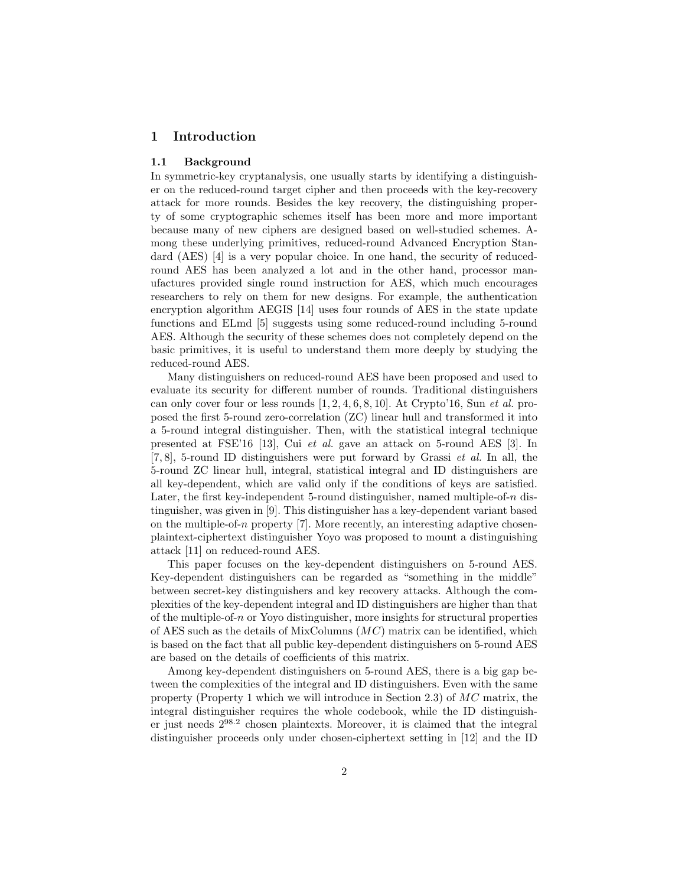## 1 Introduction

### 1.1 Background

In symmetric-key cryptanalysis, one usually starts by identifying a distinguisher on the reduced-round target cipher and then proceeds with the key-recovery attack for more rounds. Besides the key recovery, the distinguishing property of some cryptographic schemes itself has been more and more important because many of new ciphers are designed based on well-studied schemes. Among these underlying primitives, reduced-round Advanced Encryption Standard (AES) [4] is a very popular choice. In one hand, the security of reduced-round AES has been analyzed a lot and in the other hand, processor manufactures provided single round instruction for AES, which much encourages researchers to rely on them for new designs. For example, the authentication encryption algorithm AEGIS [14] uses four rounds of AES in the state update functions and ELmd [5] suggests using some reduced-round including 5-round AES. Although the security of these schemes does not completely depend on the basic primitives, it is useful to understand them more deeply by studying the reduced-round AES.

Many distinguishers on reduced-round AES have been proposed and used to evaluate its security for different number of rounds. Traditional distinguishers can only cover four or less rounds [1, 2, 4, 6, 8, 10]. At Crypto'16, Sun *et al.* proposed the first 5-round zero-correlation (ZC) linear hull and transformed it into a 5-round integral distinguisher. Then, with the statistical integral technique presented at FSE'16 [13], Cui *et al.* gave an attack on 5-round AES [3]. In [7, 8], 5-round ID distinguishers were put forward by Grassi *et al.* In all, the 5-round ZC linear hull, integral, statistical integral and ID distinguishers are all key-dependent, which are valid only if the conditions of keys are satisfied. Later, the first key-independent 5-round distinguisher, named multiple-of-$n$ distinguisher, was given in [9]. This distinguisher has a key-dependent variant based on the multiple-of-$n$ property [7]. More recently, an interesting adaptive chosen-plaintext-ciphertext distinguisher Yoyo was proposed to mount a distinguishing attack [11] on reduced-round AES.

This paper focuses on the key-dependent distinguishers on 5-round AES. Key-dependent distinguishers can be regarded as "something in the middle" between secret-key distinguishers and key recovery attacks. Although the complexities of the key-dependent integral and ID distinguishers are higher than that of the multiple-of-$n$ or Yoyo distinguisher, more insights for structural properties of AES such as the details of MixColumns ($MC$) matrix can be identified, which is based on the fact that all public key-dependent distinguishers on 5-round AES are based on the details of coefficients of this matrix.

Among key-dependent distinguishers on 5-round AES, there is a big gap between the complexities of the integral and ID distinguishers. Even with the same property (Property 1 which we will introduce in Section 2.3) of $MC$ matrix, the integral distinguisher requires the whole codebook, while the ID distinguisher just needs $2^{98.2}$ chosen plaintexts. Moreover, it is claimed that the integral distinguisher proceeds only under chosen-ciphertext setting in [12] and the ID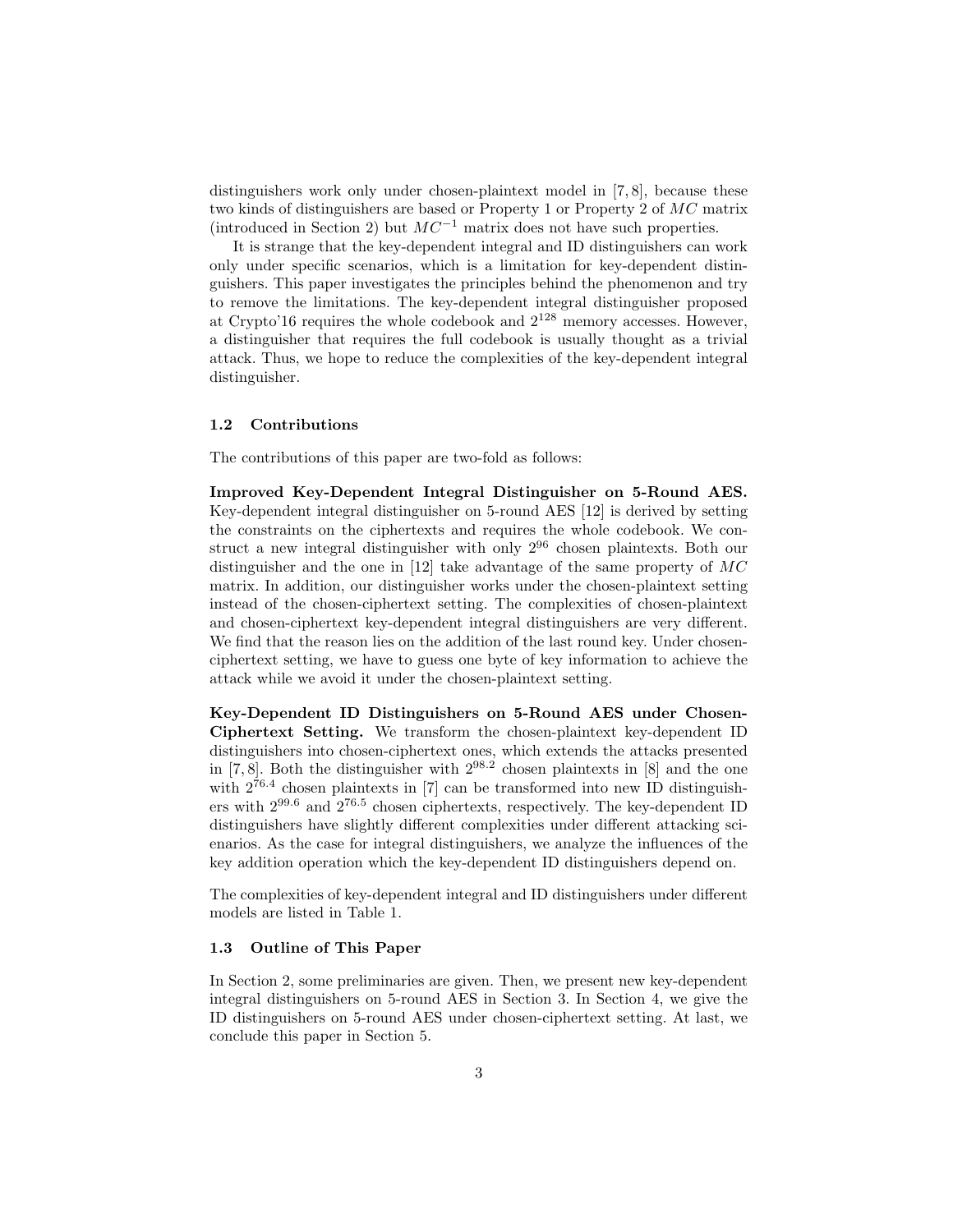distinguishers work only under chosen-plaintext model in [7, 8], because these two kinds of distinguishers are based or Property 1 or Property 2 of $MC$ matrix (introduced in Section 2) but $MC^{-1}$ matrix does not have such properties.

It is strange that the key-dependent integral and ID distinguishers can work only under specific scenarios, which is a limitation for key-dependent distinguishers. This paper investigates the principles behind the phenomenon and try to remove the limitations. The key-dependent integral distinguisher proposed at Crypto'16 requires the whole codebook and $2^{128}$ memory accesses. However, a distinguisher that requires the full codebook is usually thought as a trivial attack. Thus, we hope to reduce the complexities of the key-dependent integral distinguisher.

### 1.2 Contributions

The contributions of this paper are two-fold as follows:

**Improved Key-Dependent Integral Distinguisher on 5-Round AES.** Key-dependent integral distinguisher on 5-round AES [12] is derived by setting the constraints on the ciphertexts and requires the whole codebook. We construct a new integral distinguisher with only $2^{96}$ chosen plaintexts. Both our distinguisher and the one in [12] take advantage of the same property of $MC$ matrix. In addition, our distinguisher works under the chosen-plaintext setting instead of the chosen-ciphertext setting. The complexities of chosen-plaintext and chosen-ciphertext key-dependent integral distinguishers are very different. We find that the reason lies on the addition of the last round key. Under chosen-ciphertext setting, we have to guess one byte of key information to achieve the attack while we avoid it under the chosen-plaintext setting.

**Key-Dependent ID Distinguishers on 5-Round AES under Chosen-Ciphertext Setting.** We transform the chosen-plaintext key-dependent ID distinguishers into chosen-ciphertext ones, which extends the attacks presented in [7, 8]. Both the distinguisher with $2^{98.2}$ chosen plaintexts in [8] and the one with $2^{76.4}$ chosen plaintexts in [7] can be transformed into new ID distinguishers with $2^{99.6}$ and $2^{76.5}$ chosen ciphertexts, respectively. The key-dependent ID distinguishers have slightly different complexities under different attacking scienarios. As the case for integral distinguishers, we analyze the influences of the key addition operation which the key-dependent ID distinguishers depend on.

The complexities of key-dependent integral and ID distinguishers under different models are listed in Table 1.

### 1.3 Outline of This Paper

In Section 2, some preliminaries are given. Then, we present new key-dependent integral distinguishers on 5-round AES in Section 3. In Section 4, we give the ID distinguishers on 5-round AES under chosen-ciphertext setting. At last, we conclude this paper in Section 5.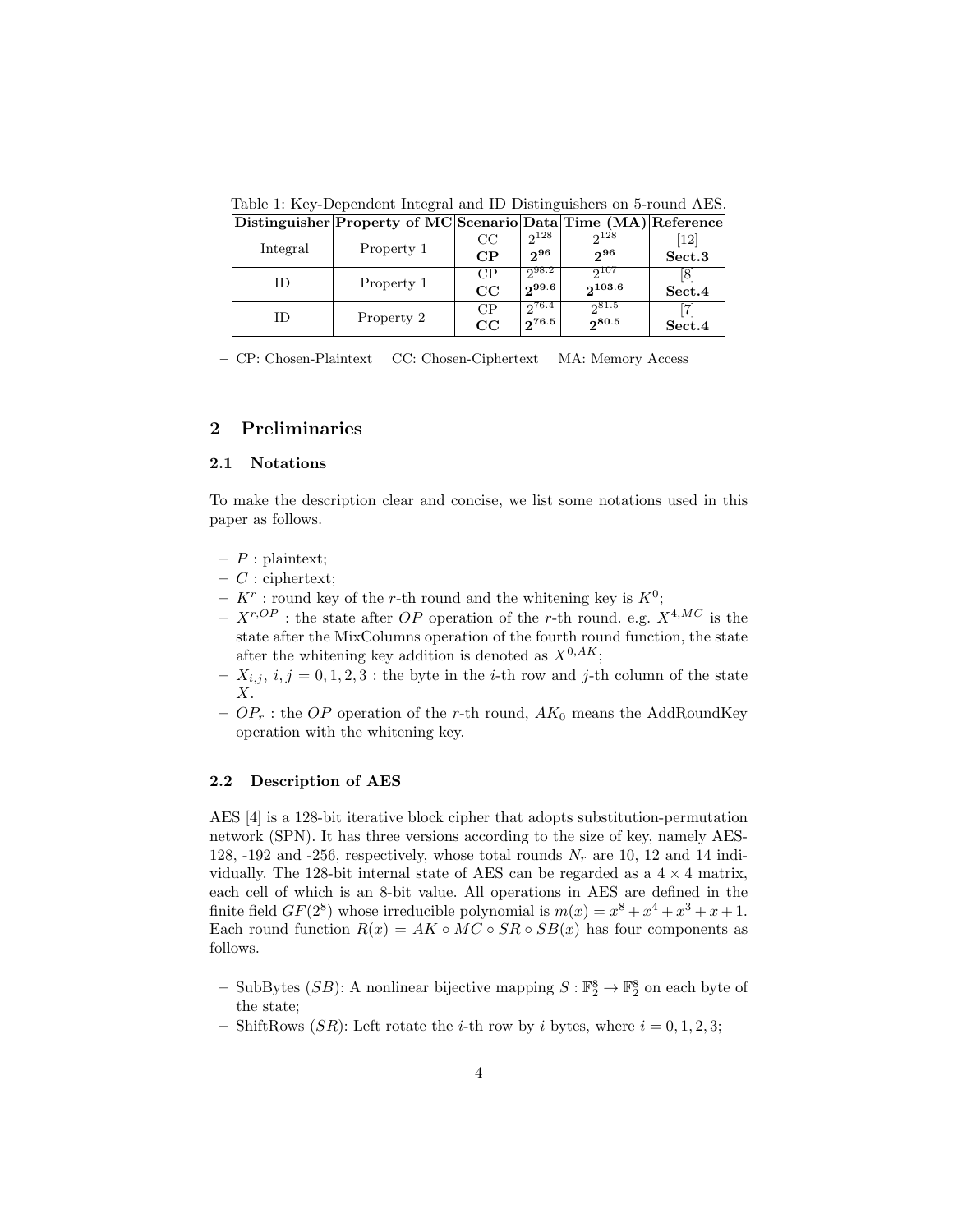Table 1: Key-Dependent Integral and ID Distinguishers on 5-round AES.

| Distinguisher | Property of MC | Scenario | Data | Time (MA) | Reference |
|---|---|---|---|---|---|
| Integral | Property 1 | CC | $2^{128}$ | $2^{128}$ | [12] |
| | | **CP** | $\mathbf{2^{96}}$ | $\mathbf{2^{96}}$ | **Sect.3** |
| ID | Property 1 | CP | $2^{98.2}$ | $2^{107}$ | [8] |
| | | **CC** | $\mathbf{2^{99.6}}$ | $\mathbf{2^{103.6}}$ | **Sect.4** |
| ID | Property 2 | CP | $2^{76.4}$ | $2^{81.5}$ | [7] |
| | | **CC** | $\mathbf{2^{76.5}}$ | $\mathbf{2^{80.5}}$ | **Sect.4** |

– CP: Chosen-Plaintext CC: Chosen-Ciphertext MA: Memory Access

## 2 Preliminaries

### 2.1 Notations

To make the description clear and concise, we list some notations used in this paper as follows.

- $P$ : plaintext;
- $C$ : ciphertext;
- $K^r$ : round key of the $r$-th round and the whitening key is $K^0$;
- $X^{r,OP}$ : the state after $OP$ operation of the $r$-th round. e.g. $X^{4,MC}$ is the state after the MixColumns operation of the fourth round function, the state after the whitening key addition is denoted as $X^{0,AK}$;
- $X_{i,j}$, $i, j = 0, 1, 2, 3$ : the byte in the $i$-th row and $j$-th column of the state $X$.
- $OP_r$ : the $OP$ operation of the $r$-th round, $AK_0$ means the AddRoundKey operation with the whitening key.

### 2.2 Description of AES

AES [4] is a 128-bit iterative block cipher that adopts substitution-permutation network (SPN). It has three versions according to the size of key, namely AES-128, -192 and -256, respectively, whose total rounds $N_r$ are 10, 12 and 14 individually. The 128-bit internal state of AES can be regarded as a $4 \times 4$ matrix, each cell of which is an 8-bit value. All operations in AES are defined in the finite field $GF(2^8)$ whose irreducible polynomial is $m(x) = x^8 + x^4 + x^3 + x + 1$. Each round function $R(x) = AK \circ MC \circ SR \circ SB(x)$ has four components as follows.

- SubBytes ($SB$): A nonlinear bijective mapping $S : \mathbb{F}_2^8 \to \mathbb{F}_2^8$ on each byte of the state;
- ShiftRows ($SR$): Left rotate the $i$-th row by $i$ bytes, where $i = 0, 1, 2, 3$;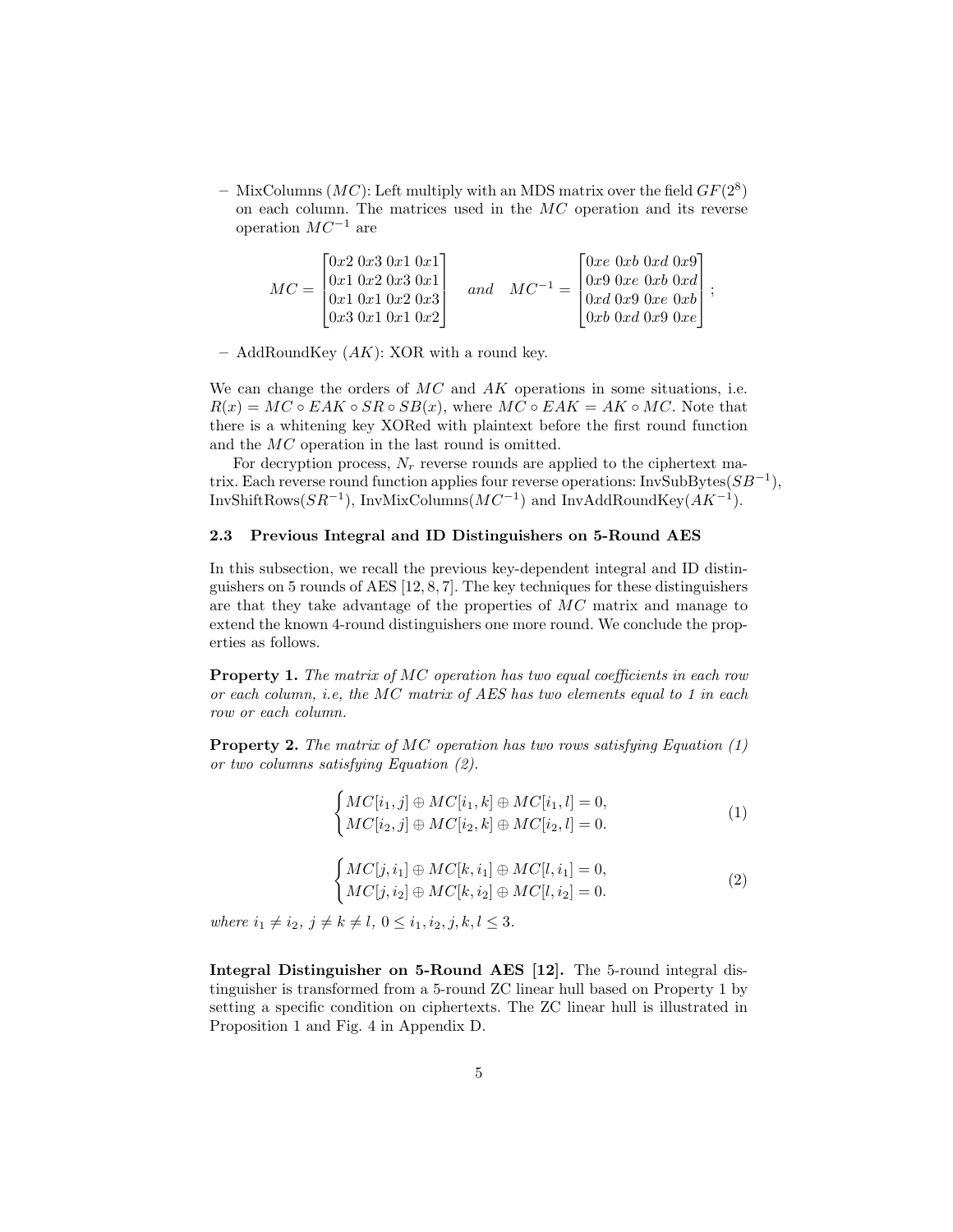– MixColumns ($MC$): Left multiply with an MDS matrix over the field $GF(2^8)$ on each column. The matrices used in the $MC$ operation and its reverse operation $MC^{-1}$ are

$$MC = \begin{bmatrix} 0x2 & 0x3 & 0x1 & 0x1 \\ 0x1 & 0x2 & 0x3 & 0x1 \\ 0x1 & 0x1 & 0x2 & 0x3 \\ 0x3 & 0x1 & 0x1 & 0x2 \end{bmatrix} \quad and \quad MC^{-1} = \begin{bmatrix} 0xe & 0xb & 0xd & 0x9 \\ 0x9 & 0xe & 0xb & 0xd \\ 0xd & 0x9 & 0xe & 0xb \\ 0xb & 0xd & 0x9 & 0xe \end{bmatrix};$$

– AddRoundKey ($AK$): XOR with a round key.

We can change the orders of $MC$ and $AK$ operations in some situations, i.e. $R(x) = MC \circ EAK \circ SR \circ SB(x)$, where $MC \circ EAK = AK \circ MC$. Note that there is a whitening key XORed with plaintext before the first round function and the $MC$ operation in the last round is omitted.

For decryption process, $N_r$ reverse rounds are applied to the ciphertext matrix. Each reverse round function applies four reverse operations: InvSubBytes($SB^{-1}$), InvShiftRows($SR^{-1}$), InvMixColumns($MC^{-1}$) and InvAddRoundKey($AK^{-1}$).

### 2.3 Previous Integral and ID Distinguishers on 5-Round AES

In this subsection, we recall the previous key-dependent integral and ID distinguishers on 5 rounds of AES [12, 8, 7]. The key techniques for these distinguishers are that they take advantage of the properties of $MC$ matrix and manage to extend the known 4-round distinguishers one more round. We conclude the properties as follows.

**Property 1.** *The matrix of MC operation has two equal coefficients in each row or each column, i.e, the MC matrix of AES has two elements equal to 1 in each row or each column.*

**Property 2.** *The matrix of MC operation has two rows satisfying Equation (1) or two columns satisfying Equation (2).*

$$\begin{cases} MC[i_1, j] \oplus MC[i_1, k] \oplus MC[i_1, l] = 0, \\ MC[i_2, j] \oplus MC[i_2, k] \oplus MC[i_2, l] = 0. \end{cases} \tag{1}$$

$$\begin{cases} MC[j, i_1] \oplus MC[k, i_1] \oplus MC[l, i_1] = 0, \\ MC[j, i_2] \oplus MC[k, i_2] \oplus MC[l, i_2] = 0. \end{cases} \tag{2}$$

*where* $i_1 \neq i_2$, $j \neq k \neq l$, $0 \leq i_1, i_2, j, k, l \leq 3$.

**Integral Distinguisher on 5-Round AES [12].** The 5-round integral distinguisher is transformed from a 5-round ZC linear hull based on Property 1 by setting a specific condition on ciphertexts. The ZC linear hull is illustrated in Proposition 1 and Fig. 4 in Appendix D.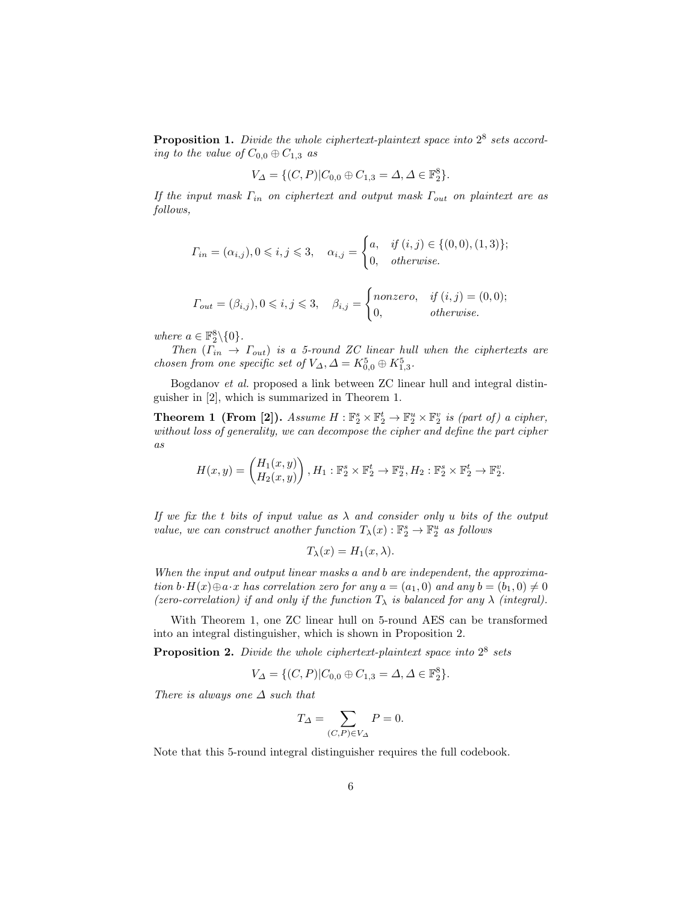**Proposition 1.** *Divide the whole ciphertext-plaintext space into $2^8$ sets according to the value of $C_{0,0} \oplus C_{1,3}$ as*

$$V_\Delta = \{(C,P)|C_{0,0} \oplus C_{1,3} = \Delta, \Delta \in \mathbb{F}_2^8\}.$$

*If the input mask $\Gamma_{in}$ on ciphertext and output mask $\Gamma_{out}$ on plaintext are as follows,*

$$\Gamma_{in} = (\alpha_{i,j}), 0 \leqslant i,j \leqslant 3, \quad \alpha_{i,j} = \begin{cases} a, & \text{if } (i,j) \in \{(0,0),(1,3)\}; \\ 0, & \text{otherwise.} \end{cases}$$

$$\Gamma_{out} = (\beta_{i,j}), 0 \leqslant i,j \leqslant 3, \quad \beta_{i,j} = \begin{cases} \text{nonzero}, & \text{if } (i,j) = (0,0); \\ 0, & \text{otherwise.} \end{cases}$$

*where $a \in \mathbb{F}_2^8 \backslash \{0\}$.*

*Then $(\Gamma_{in} \to \Gamma_{out})$ is a 5-round ZC linear hull when the ciphertexts are chosen from one specific set of $V_\Delta, \Delta = K_{0,0}^5 \oplus K_{1,3}^5$.*

Bogdanov *et al.* proposed a link between ZC linear hull and integral distinguisher in [2], which is summarized in Theorem 1.

**Theorem 1 (From [2]).** *Assume $H : \mathbb{F}_2^s \times \mathbb{F}_2^t \to \mathbb{F}_2^u \times \mathbb{F}_2^v$ is (part of) a cipher, without loss of generality, we can decompose the cipher and define the part cipher as*

$$H(x,y) = \begin{pmatrix} H_1(x,y) \\ H_2(x,y) \end{pmatrix}, H_1 : \mathbb{F}_2^s \times \mathbb{F}_2^t \to \mathbb{F}_2^u, H_2 : \mathbb{F}_2^s \times \mathbb{F}_2^t \to \mathbb{F}_2^v.$$

*If we fix the $t$ bits of input value as $\lambda$ and consider only $u$ bits of the output value, we can construct another function $T_\lambda(x) : \mathbb{F}_2^s \to \mathbb{F}_2^u$ as follows*

$$T_\lambda(x) = H_1(x, \lambda).$$

*When the input and output linear masks $a$ and $b$ are independent, the approximation $b \cdot H(x) \oplus a \cdot x$ has correlation zero for any $a = (a_1, 0)$ and any $b = (b_1, 0) \neq 0$ (zero-correlation) if and only if the function $T_\lambda$ is balanced for any $\lambda$ (integral).*

With Theorem 1, one ZC linear hull on 5-round AES can be transformed into an integral distinguisher, which is shown in Proposition 2.

**Proposition 2.** *Divide the whole ciphertext-plaintext space into $2^8$ sets*

$$V_\Delta = \{(C,P)|C_{0,0} \oplus C_{1,3} = \Delta, \Delta \in \mathbb{F}_2^8\}.$$

*There is always one $\Delta$ such that*

$$T_\Delta = \sum_{(C,P) \in V_\Delta} P = 0.$$

Note that this 5-round integral distinguisher requires the full codebook.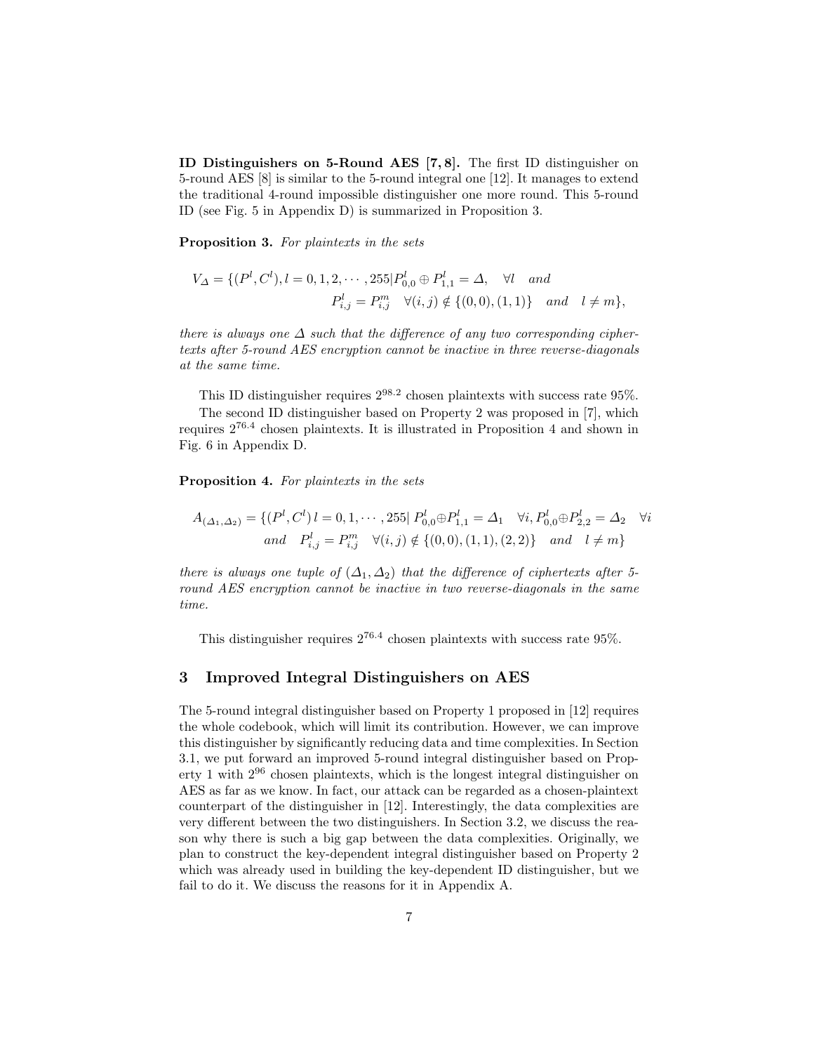**ID Distinguishers on 5-Round AES [7, 8].** The first ID distinguisher on 5-round AES [8] is similar to the 5-round integral one [12]. It manages to extend the traditional 4-round impossible distinguisher one more round. This 5-round ID (see Fig. 5 in Appendix D) is summarized in Proposition 3.

**Proposition 3.** *For plaintexts in the sets*

$$V_\Delta = \{(P^l, C^l), l = 0, 1, 2, \cdots, 255 | P^l_{0,0} \oplus P^l_{1,1} = \Delta, \quad \forall l \quad and \\ P^l_{i,j} = P^m_{i,j} \quad \forall (i,j) \notin \{(0,0), (1,1)\} \quad and \quad l \neq m\},$$

*there is always one $\Delta$ such that the difference of any two corresponding ciphertexts after 5-round AES encryption cannot be inactive in three reverse-diagonals at the same time.*

This ID distinguisher requires $2^{98.2}$ chosen plaintexts with success rate 95%.

The second ID distinguisher based on Property 2 was proposed in [7], which requires $2^{76.4}$ chosen plaintexts. It is illustrated in Proposition 4 and shown in Fig. 6 in Appendix D.

**Proposition 4.** *For plaintexts in the sets*

$$A_{(\Delta_1, \Delta_2)} = \{(P^l, C^l)\, l = 0, 1, \cdots, 255 |\ P^l_{0,0} \oplus P^l_{1,1} = \Delta_1 \quad \forall i, P^l_{0,0} \oplus P^l_{2,2} = \Delta_2 \quad \forall i \\ and \quad P^l_{i,j} = P^m_{i,j} \quad \forall (i,j) \notin \{(0,0), (1,1), (2,2)\} \quad and \quad l \neq m\}$$

*there is always one tuple of $(\Delta_1, \Delta_2)$ that the difference of ciphertexts after 5-round AES encryption cannot be inactive in two reverse-diagonals in the same time.*

This distinguisher requires $2^{76.4}$ chosen plaintexts with success rate 95%.

## 3 Improved Integral Distinguishers on AES

The 5-round integral distinguisher based on Property 1 proposed in [12] requires the whole codebook, which will limit its contribution. However, we can improve this distinguisher by significantly reducing data and time complexities. In Section 3.1, we put forward an improved 5-round integral distinguisher based on Property 1 with $2^{96}$ chosen plaintexts, which is the longest integral distinguisher on AES as far as we know. In fact, our attack can be regarded as a chosen-plaintext counterpart of the distinguisher in [12]. Interestingly, the data complexities are very different between the two distinguishers. In Section 3.2, we discuss the reason why there is such a big gap between the data complexities. Originally, we plan to construct the key-dependent integral distinguisher based on Property 2 which was already used in building the key-dependent ID distinguisher, but we fail to do it. We discuss the reasons for it in Appendix A.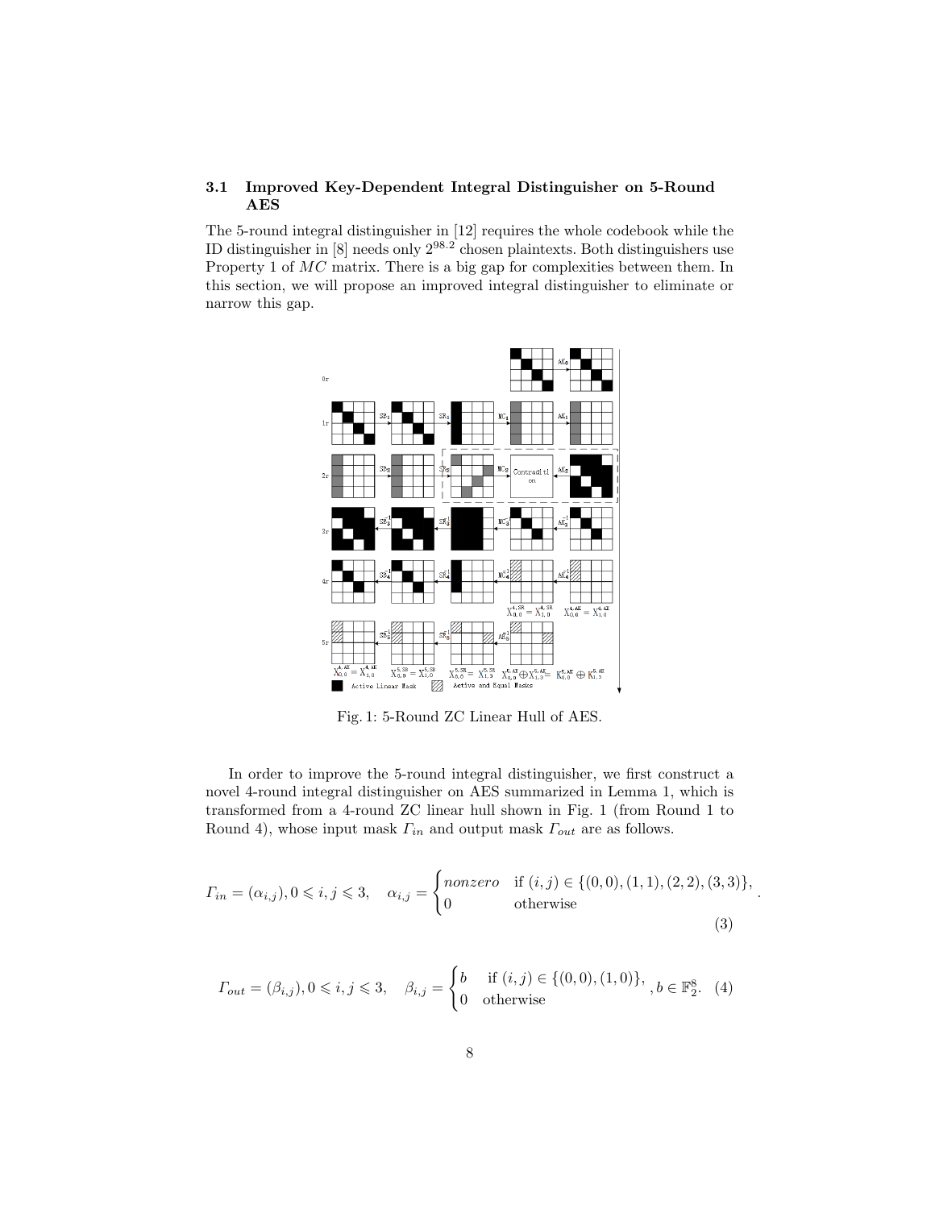### 3.1 Improved Key-Dependent Integral Distinguisher on 5-Round AES

The 5-round integral distinguisher in [12] requires the whole codebook while the ID distinguisher in [8] needs only $2^{98.2}$ chosen plaintexts. Both distinguishers use Property 1 of $MC$ matrix. There is a big gap for complexities between them. In this section, we will propose an improved integral distinguisher to eliminate or narrow this gap.

Fig. 1: 5-Round ZC Linear Hull of AES.

In order to improve the 5-round integral distinguisher, we first construct a novel 4-round integral distinguisher on AES summarized in Lemma 1, which is transformed from a 4-round ZC linear hull shown in Fig. 1 (from Round 1 to Round 4), whose input mask $\Gamma_{in}$ and output mask $\Gamma_{out}$ are as follows.

$$\Gamma_{in} = (\alpha_{i,j}), 0 \leqslant i, j \leqslant 3, \quad \alpha_{i,j} = \begin{cases} nonzero & \text{if } (i,j) \in \{(0,0),(1,1),(2,2),(3,3)\}, \\ 0 & \text{otherwise} \end{cases}. \tag{3}$$

$$\Gamma_{out} = (\beta_{i,j}), 0 \leqslant i, j \leqslant 3, \quad \beta_{i,j} = \begin{cases} b & \text{if } (i,j) \in \{(0,0),(1,0)\}, \\ 0 & \text{otherwise} \end{cases}, b \in \mathbb{F}_2^8. \tag{4}$$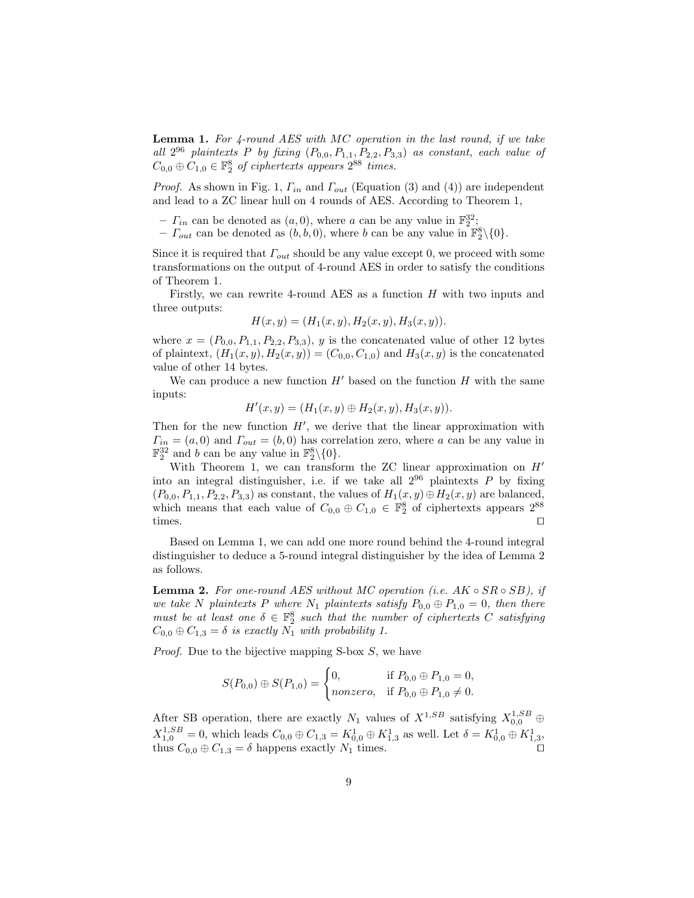**Lemma 1.** *For 4-round AES with MC operation in the last round, if we take all $2^{96}$ plaintexts $P$ by fixing $(P_{0,0}, P_{1,1}, P_{2,2}, P_{3,3})$ as constant, each value of $C_{0,0} \oplus C_{1,0} \in \mathbb{F}_2^8$ of ciphertexts appears $2^{88}$ times.*

*Proof.* As shown in Fig. 1, $\Gamma_{in}$ and $\Gamma_{out}$ (Equation (3) and (4)) are independent and lead to a ZC linear hull on 4 rounds of AES. According to Theorem 1,

- $\Gamma_{in}$ can be denoted as $(a, 0)$, where $a$ can be any value in $\mathbb{F}_2^{32}$;
- $\Gamma_{out}$ can be denoted as $(b, b, 0)$, where $b$ can be any value in $\mathbb{F}_2^8 \backslash \{0\}$.

Since it is required that $\Gamma_{out}$ should be any value except 0, we proceed with some transformations on the output of 4-round AES in order to satisfy the conditions of Theorem 1.

Firstly, we can rewrite 4-round AES as a function $H$ with two inputs and three outputs:

$$H(x, y) = (H_1(x, y), H_2(x, y), H_3(x, y)).$$

where $x = (P_{0,0}, P_{1,1}, P_{2,2}, P_{3,3})$, $y$ is the concatenated value of other 12 bytes of plaintext, $(H_1(x, y), H_2(x, y)) = (C_{0,0}, C_{1,0})$ and $H_3(x, y)$ is the concatenated value of other 14 bytes.

We can produce a new function $H'$ based on the function $H$ with the same inputs:

$$H'(x, y) = (H_1(x, y) \oplus H_2(x, y), H_3(x, y)).$$

Then for the new function $H'$, we derive that the linear approximation with $\Gamma_{in} = (a, 0)$ and $\Gamma_{out} = (b, 0)$ has correlation zero, where $a$ can be any value in $\mathbb{F}_2^{32}$ and $b$ can be any value in $\mathbb{F}_2^8 \backslash \{0\}$.

With Theorem 1, we can transform the ZC linear approximation on $H'$ into an integral distinguisher, i.e. if we take all $2^{96}$ plaintexts $P$ by fixing $(P_{0,0}, P_{1,1}, P_{2,2}, P_{3,3})$ as constant, the values of $H_1(x, y) \oplus H_2(x, y)$ are balanced, which means that each value of $C_{0,0} \oplus C_{1,0} \in \mathbb{F}_2^8$ of ciphertexts appears $2^{88}$ times. ◻

Based on Lemma 1, we can add one more round behind the 4-round integral distinguisher to deduce a 5-round integral distinguisher by the idea of Lemma 2 as follows.

**Lemma 2.** *For one-round AES without MC operation (i.e. $AK \circ SR \circ SB$), if we take $N$ plaintexts $P$ where $N_1$ plaintexts satisfy $P_{0,0} \oplus P_{1,0} = 0$, then there must be at least one $\delta \in \mathbb{F}_2^8$ such that the number of ciphertexts $C$ satisfying $C_{0,0} \oplus C_{1,3} = \delta$ is exactly $N_1$ with probability 1.*

*Proof.* Due to the bijective mapping S-box $S$, we have

$$S(P_{0,0}) \oplus S(P_{1,0}) = \begin{cases} 0, & \text{if } P_{0,0} \oplus P_{1,0} = 0, \\ nonzero, & \text{if } P_{0,0} \oplus P_{1,0} \neq 0. \end{cases}$$

After SB operation, there are exactly $N_1$ values of $X^{1,SB}$ satisfying $X_{0,0}^{1,SB} \oplus X_{1,0}^{1,SB} = 0$, which leads $C_{0,0} \oplus C_{1,3} = K_{0,0}^1 \oplus K_{1,3}^1$ as well. Let $\delta = K_{0,0}^1 \oplus K_{1,3}^1$, thus $C_{0,0} \oplus C_{1,3} = \delta$ happens exactly $N_1$ times. ◻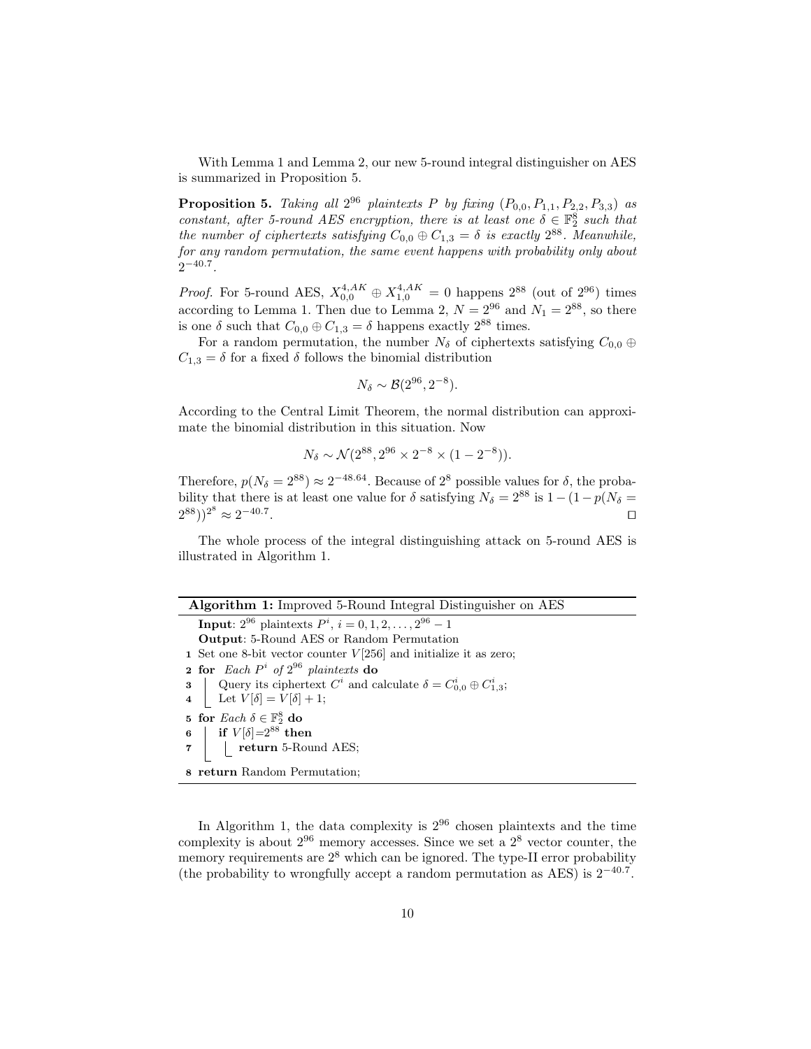With Lemma 1 and Lemma 2, our new 5-round integral distinguisher on AES is summarized in Proposition 5.

**Proposition 5.** *Taking all $2^{96}$ plaintexts $P$ by fixing $(P_{0,0}, P_{1,1}, P_{2,2}, P_{3,3})$ as constant, after 5-round AES encryption, there is at least one $\delta \in \mathbb{F}_2^8$ such that the number of ciphertexts satisfying $C_{0,0} \oplus C_{1,3} = \delta$ is exactly $2^{88}$. Meanwhile, for any random permutation, the same event happens with probability only about $2^{-40.7}$.*

*Proof.* For 5-round AES, $X_{0,0}^{4,AK} \oplus X_{1,0}^{4,AK} = 0$ happens $2^{88}$ (out of $2^{96}$) times according to Lemma 1. Then due to Lemma 2, $N = 2^{96}$ and $N_1 = 2^{88}$, so there is one $\delta$ such that $C_{0,0} \oplus C_{1,3} = \delta$ happens exactly $2^{88}$ times.

For a random permutation, the number $N_\delta$ of ciphertexts satisfying $C_{0,0} \oplus C_{1,3} = \delta$ for a fixed $\delta$ follows the binomial distribution

$$N_\delta \sim \mathcal{B}(2^{96}, 2^{-8}).$$

According to the Central Limit Theorem, the normal distribution can approximate the binomial distribution in this situation. Now

$$N_\delta \sim \mathcal{N}(2^{88}, 2^{96} \times 2^{-8} \times (1 - 2^{-8})).$$

Therefore, $p(N_\delta = 2^{88}) \approx 2^{-48.64}$. Because of $2^8$ possible values for $\delta$, the probability that there is at least one value for $\delta$ satisfying $N_\delta = 2^{88}$ is $1 - (1 - p(N_\delta = 2^{88}))^{2^8} \approx 2^{-40.7}$. □

The whole process of the integral distinguishing attack on 5-round AES is illustrated in Algorithm 1.

**Algorithm 1:** Improved 5-Round Integral Distinguisher on AES

**Input**: $2^{96}$ plaintexts $P^i$, $i = 0, 1, 2, \ldots, 2^{96} - 1$
**Output**: 5-Round AES or Random Permutation

1. Set one 8-bit vector counter $V[256]$ and initialize it as zero;
2. **for** *Each* $P^i$ *of* $2^{96}$ *plaintexts* **do**
3. &nbsp;&nbsp;&nbsp;&nbsp;Query its ciphertext $C^i$ and calculate $\delta = C_{0,0}^i \oplus C_{1,3}^i$;
4. &nbsp;&nbsp;&nbsp;&nbsp;Let $V[\delta] = V[\delta] + 1$;
5. **for** *Each* $\delta \in \mathbb{F}_2^8$ **do**
6. &nbsp;&nbsp;&nbsp;&nbsp;**if** $V[\delta]$=$2^{88}$ **then**
7. &nbsp;&nbsp;&nbsp;&nbsp;&nbsp;&nbsp;&nbsp;&nbsp;**return** 5-Round AES;
8. **return** Random Permutation;

In Algorithm 1, the data complexity is $2^{96}$ chosen plaintexts and the time complexity is about $2^{96}$ memory accesses. Since we set a $2^8$ vector counter, the memory requirements are $2^8$ which can be ignored. The type-II error probability (the probability to wrongfully accept a random permutation as AES) is $2^{-40.7}$.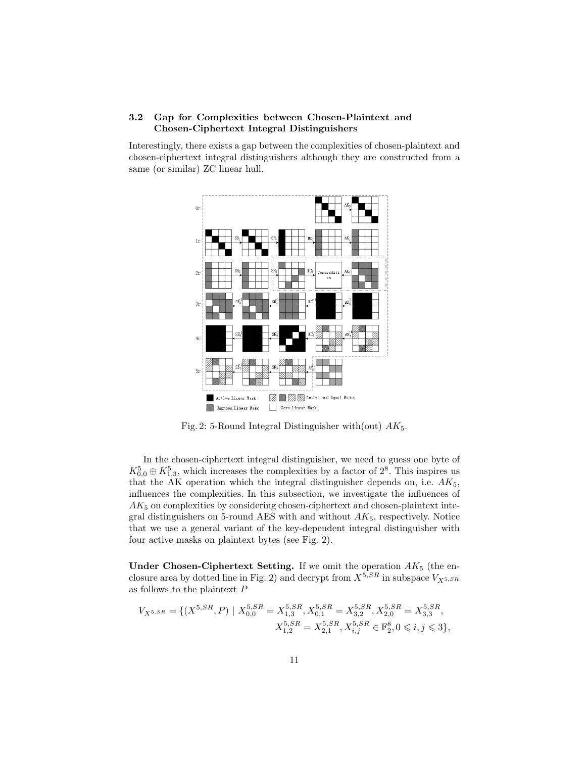### 3.2 Gap for Complexities between Chosen-Plaintext and Chosen-Ciphertext Integral Distinguishers

Interestingly, there exists a gap between the complexities of chosen-plaintext and chosen-ciphertext integral distinguishers although they are constructed from a same (or similar) ZC linear hull.

Fig. 2: 5-Round Integral Distinguisher with(out) $AK_5$.

In the chosen-ciphertext integral distinguisher, we need to guess one byte of $K^5_{0,0} \oplus K^5_{1,3}$, which increases the complexities by a factor of $2^8$. This inspires us that the AK operation which the integral distinguisher depends on, i.e. $AK_5$, influences the complexities. In this subsection, we investigate the influences of $AK_5$ on complexities by considering chosen-ciphertext and chosen-plaintext integral distinguishers on 5-round AES with and without $AK_5$, respectively. Notice that we use a general variant of the key-dependent integral distinguisher with four active masks on plaintext bytes (see Fig. 2).

**Under Chosen-Ciphertext Setting.** If we omit the operation $AK_5$ (the enclosure area by dotted line in Fig. 2) and decrypt from $X^{5,SR}$ in subspace $V_{X^{5,SR}}$ as follows to the plaintext $P$

$$V_{X^{5,SR}} = \{(X^{5,SR}, P) \mid X^{5,SR}_{0,0} = X^{5,SR}_{1,3}, X^{5,SR}_{0,1} = X^{5,SR}_{3,2}, X^{5,SR}_{2,0} = X^{5,SR}_{3,3}, X^{5,SR}_{1,2} = X^{5,SR}_{2,1}, X^{5,SR}_{i,j} \in \mathbb{F}_2^8, 0 \leqslant i, j \leqslant 3\},$$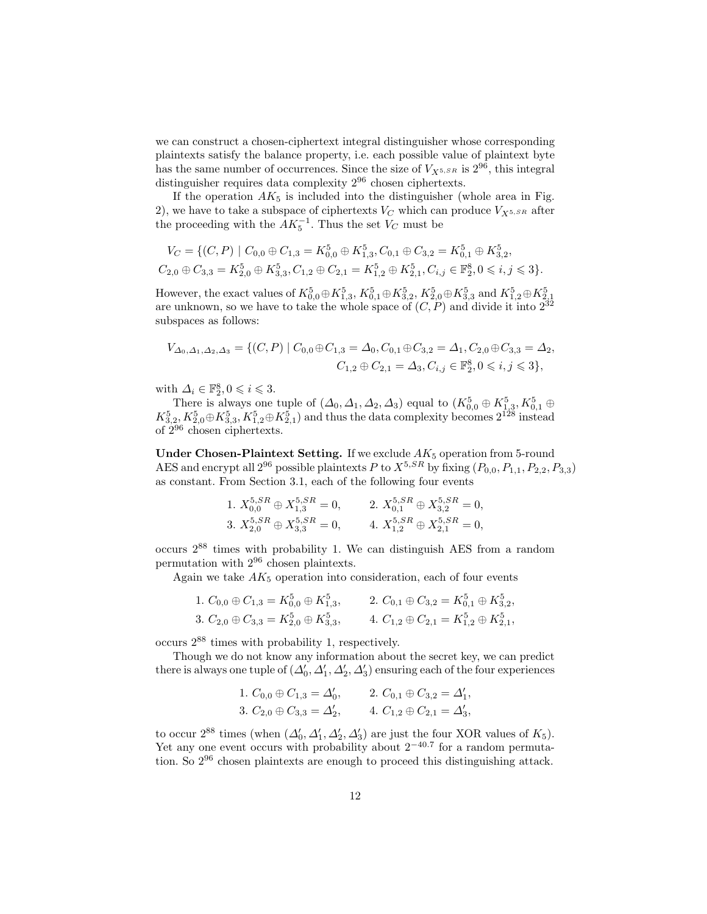we can construct a chosen-ciphertext integral distinguisher whose corresponding plaintexts satisfy the balance property, i.e. each possible value of plaintext byte has the same number of occurrences. Since the size of $V_{X^{5,SR}}$ is $2^{96}$, this integral distinguisher requires data complexity $2^{96}$ chosen ciphertexts.

If the operation $AK_5$ is included into the distinguisher (whole area in Fig. 2), we have to take a subspace of ciphertexts $V_C$ which can produce $V_{X^{5,SR}}$ after the proceeding with the $AK_5^{-1}$. Thus the set $V_C$ must be

$$V_C = \{(C, P) \mid C_{0,0} \oplus C_{1,3} = K_{0,0}^5 \oplus K_{1,3}^5, C_{0,1} \oplus C_{3,2} = K_{0,1}^5 \oplus K_{3,2}^5,$$
$$C_{2,0} \oplus C_{3,3} = K_{2,0}^5 \oplus K_{3,3}^5, C_{1,2} \oplus C_{2,1} = K_{1,2}^5 \oplus K_{2,1}^5, C_{i,j} \in \mathbb{F}_2^8, 0 \leqslant i, j \leqslant 3\}.$$

However, the exact values of $K_{0,0}^5 \oplus K_{1,3}^5$, $K_{0,1}^5 \oplus K_{3,2}^5$, $K_{2,0}^5 \oplus K_{3,3}^5$ and $K_{1,2}^5 \oplus K_{2,1}^5$ are unknown, so we have to take the whole space of $(C, P)$ and divide it into $2^{32}$ subspaces as follows:

$$V_{\Delta_0,\Delta_1,\Delta_2,\Delta_3} = \{(C, P) \mid C_{0,0} \oplus C_{1,3} = \Delta_0, C_{0,1} \oplus C_{3,2} = \Delta_1, C_{2,0} \oplus C_{3,3} = \Delta_2,$$
$$C_{1,2} \oplus C_{2,1} = \Delta_3, C_{i,j} \in \mathbb{F}_2^8, 0 \leqslant i, j \leqslant 3\},$$

with $\Delta_i \in \mathbb{F}_2^8, 0 \leqslant i \leqslant 3$.

There is always one tuple of $(\Delta_0, \Delta_1, \Delta_2, \Delta_3)$ equal to $(K_{0,0}^5 \oplus K_{1,3}^5, K_{0,1}^5 \oplus K_{3,2}^5, K_{2,0}^5 \oplus K_{3,3}^5, K_{1,2}^5 \oplus K_{2,1}^5)$ and thus the data complexity becomes $2^{128}$ instead of $2^{96}$ chosen ciphertexts.

**Under Chosen-Plaintext Setting.** If we exclude $AK_5$ operation from 5-round AES and encrypt all $2^{96}$ possible plaintexts $P$ to $X^{5,SR}$ by fixing $(P_{0,0}, P_{1,1}, P_{2,2}, P_{3,3})$ as constant. From Section 3.1, each of the following four events

1. $X_{0,0}^{5,SR} \oplus X_{1,3}^{5,SR} = 0$, 2. $X_{0,1}^{5,SR} \oplus X_{3,2}^{5,SR} = 0$,
3. $X_{2,0}^{5,SR} \oplus X_{3,3}^{5,SR} = 0$, 4. $X_{1,2}^{5,SR} \oplus X_{2,1}^{5,SR} = 0$,

occurs $2^{88}$ times with probability 1. We can distinguish AES from a random permutation with $2^{96}$ chosen plaintexts.

Again we take $AK_5$ operation into consideration, each of four events

1. $C_{0,0} \oplus C_{1,3} = K_{0,0}^5 \oplus K_{1,3}^5$, 2. $C_{0,1} \oplus C_{3,2} = K_{0,1}^5 \oplus K_{3,2}^5$,
3. $C_{2,0} \oplus C_{3,3} = K_{2,0}^5 \oplus K_{3,3}^5$, 4. $C_{1,2} \oplus C_{2,1} = K_{1,2}^5 \oplus K_{2,1}^5$,

occurs $2^{88}$ times with probability 1, respectively.

Though we do not know any information about the secret key, we can predict there is always one tuple of $(\Delta_0', \Delta_1', \Delta_2', \Delta_3')$ ensuring each of the four experiences

1. $C_{0,0} \oplus C_{1,3} = \Delta_0'$, 2. $C_{0,1} \oplus C_{3,2} = \Delta_1'$,
3. $C_{2,0} \oplus C_{3,3} = \Delta_2'$, 4. $C_{1,2} \oplus C_{2,1} = \Delta_3'$,

to occur $2^{88}$ times (when $(\Delta_0', \Delta_1', \Delta_2', \Delta_3')$ are just the four XOR values of $K_5$). Yet any one event occurs with probability about $2^{-40.7}$ for a random permutation. So $2^{96}$ chosen plaintexts are enough to proceed this distinguishing attack.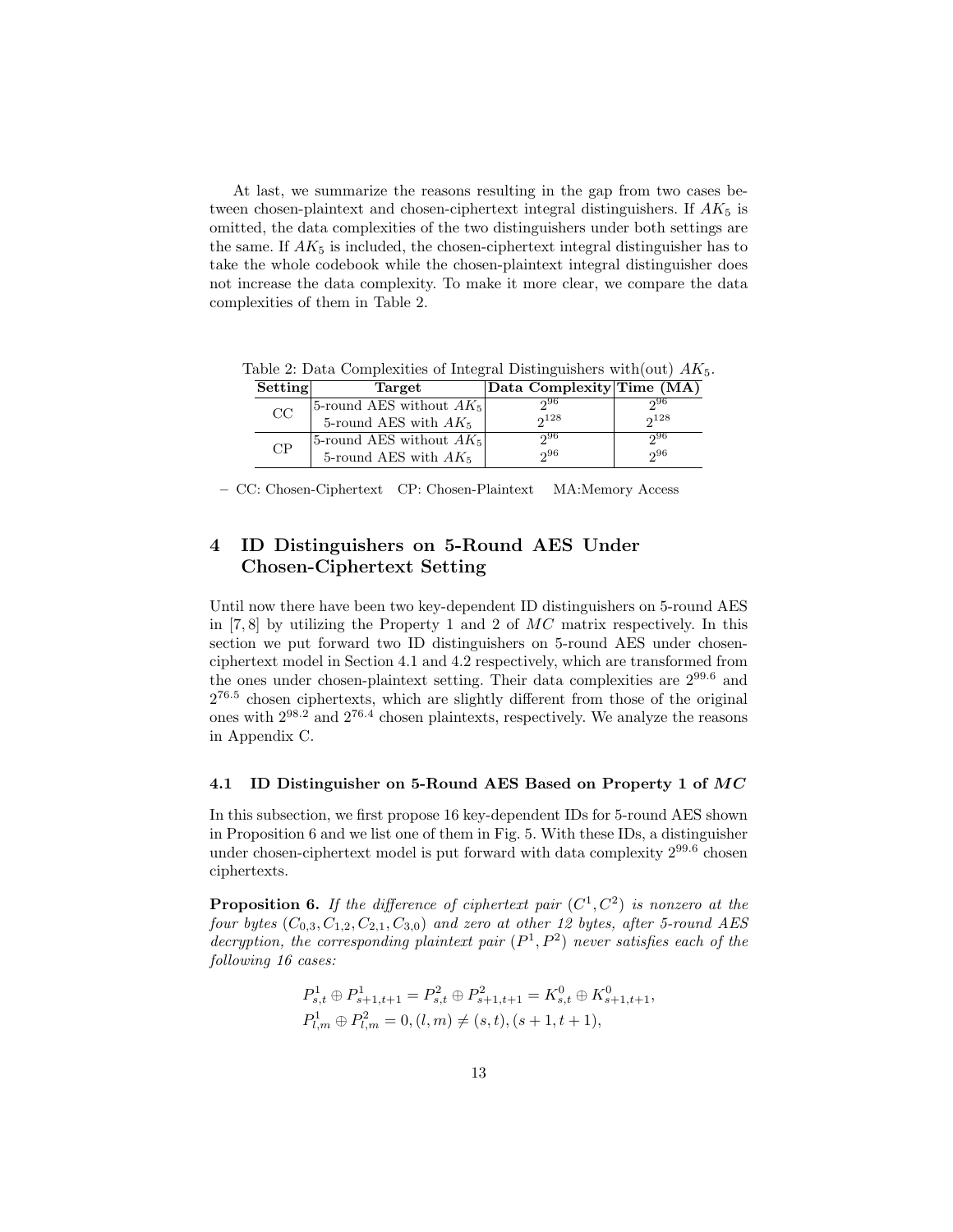At last, we summarize the reasons resulting in the gap from two cases between chosen-plaintext and chosen-ciphertext integral distinguishers. If $AK_5$ is omitted, the data complexities of the two distinguishers under both settings are the same. If $AK_5$ is included, the chosen-ciphertext integral distinguisher has to take the whole codebook while the chosen-plaintext integral distinguisher does not increase the data complexity. To make it more clear, we compare the data complexities of them in Table 2.

Table 2: Data Complexities of Integral Distinguishers with(out) $AK_5$.

| Setting | Target | Data Complexity | Time (MA) |
|---|---|---|---|
| CC | 5-round AES without $AK_5$ | $2^{96}$ | $2^{96}$ |
| | 5-round AES with $AK_5$ | $2^{128}$ | $2^{128}$ |
| CP | 5-round AES without $AK_5$ | $2^{96}$ | $2^{96}$ |
| | 5-round AES with $AK_5$ | $2^{96}$ | $2^{96}$ |

– CC: Chosen-Ciphertext CP: Chosen-Plaintext MA:Memory Access

# 4 ID Distinguishers on 5-Round AES Under Chosen-Ciphertext Setting

Until now there have been two key-dependent ID distinguishers on 5-round AES in [7, 8] by utilizing the Property 1 and 2 of $MC$ matrix respectively. In this section we put forward two ID distinguishers on 5-round AES under chosen-ciphertext model in Section 4.1 and 4.2 respectively, which are transformed from the ones under chosen-plaintext setting. Their data complexities are $2^{99.6}$ and $2^{76.5}$ chosen ciphertexts, which are slightly different from those of the original ones with $2^{98.2}$ and $2^{76.4}$ chosen plaintexts, respectively. We analyze the reasons in Appendix C.

## 4.1 ID Distinguisher on 5-Round AES Based on Property 1 of *MC*

In this subsection, we first propose 16 key-dependent IDs for 5-round AES shown in Proposition 6 and we list one of them in Fig. 5. With these IDs, a distinguisher under chosen-ciphertext model is put forward with data complexity $2^{99.6}$ chosen ciphertexts.

**Proposition 6.** *If the difference of ciphertext pair $(C^1, C^2)$ is nonzero at the four bytes $(C_{0,3}, C_{1,2}, C_{2,1}, C_{3,0})$ and zero at other 12 bytes, after 5-round AES decryption, the corresponding plaintext pair $(P^1, P^2)$ never satisfies each of the following 16 cases:*

$$P^1_{s,t} \oplus P^1_{s+1,t+1} = P^2_{s,t} \oplus P^2_{s+1,t+1} = K^0_{s,t} \oplus K^0_{s+1,t+1},$$
$$P^1_{l,m} \oplus P^2_{l,m} = 0, (l, m) \neq (s, t), (s + 1, t + 1),$$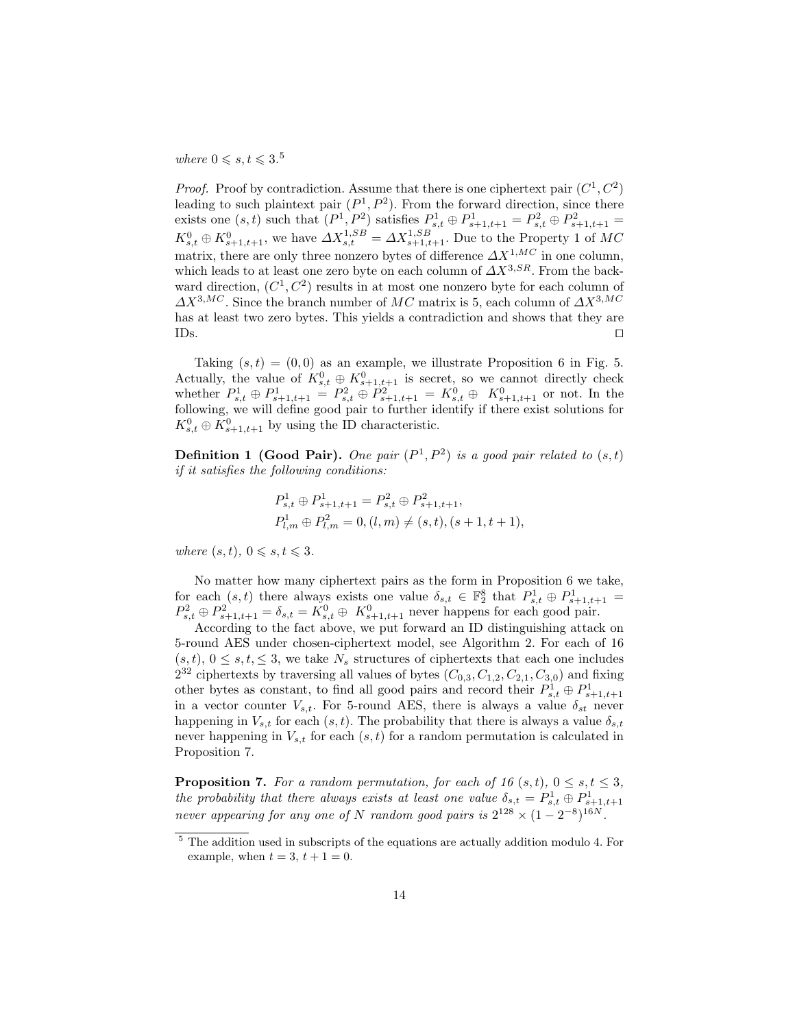*where* $0 \leqslant s, t \leqslant 3$.[5]

*Proof.* Proof by contradiction. Assume that there is one ciphertext pair $(C^1, C^2)$ leading to such plaintext pair $(P^1, P^2)$. From the forward direction, since there exists one $(s,t)$ such that $(P^1, P^2)$ satisfies $P^1_{s,t} \oplus P^1_{s+1,t+1} = P^2_{s,t} \oplus P^2_{s+1,t+1} = K^0_{s,t} \oplus K^0_{s+1,t+1}$, we have $\Delta X^{1,SB}_{s,t} = \Delta X^{1,SB}_{s+1,t+1}$. Due to the Property 1 of $MC$ matrix, there are only three nonzero bytes of difference $\Delta X^{1,MC}$ in one column, which leads to at least one zero byte on each column of $\Delta X^{3,SR}$. From the backward direction, $(C^1, C^2)$ results in at most one nonzero byte for each column of $\Delta X^{3,MC}$. Since the branch number of $MC$ matrix is 5, each column of $\Delta X^{3,MC}$ has at least two zero bytes. This yields a contradiction and shows that they are IDs. ◻

Taking $(s,t) = (0,0)$ as an example, we illustrate Proposition 6 in Fig. 5. Actually, the value of $K^0_{s,t} \oplus K^0_{s+1,t+1}$ is secret, so we cannot directly check whether $P^1_{s,t} \oplus P^1_{s+1,t+1} = P^2_{s,t} \oplus P^2_{s+1,t+1} = K^0_{s,t} \oplus K^0_{s+1,t+1}$ or not. In the following, we will define good pair to further identify if there exist solutions for $K^0_{s,t} \oplus K^0_{s+1,t+1}$ by using the ID characteristic.

**Definition 1 (Good Pair).** *One pair* $(P^1, P^2)$ *is a good pair related to* $(s,t)$ *if it satisfies the following conditions:*

$$P^1_{s,t} \oplus P^1_{s+1,t+1} = P^2_{s,t} \oplus P^2_{s+1,t+1},$$
$$P^1_{l,m} \oplus P^2_{l,m} = 0, (l,m) \neq (s,t), (s+1,t+1),$$

*where* $(s,t)$, $0 \leqslant s, t \leqslant 3$.

No matter how many ciphertext pairs as the form in Proposition 6 we take, for each $(s,t)$ there always exists one value $\delta_{s,t} \in \mathbb{F}_2^8$ that $P^1_{s,t} \oplus P^1_{s+1,t+1} = P^2_{s,t} \oplus P^2_{s+1,t+1} = \delta_{s,t} = K^0_{s,t} \oplus K^0_{s+1,t+1}$ never happens for each good pair.

According to the fact above, we put forward an ID distinguishing attack on 5-round AES under chosen-ciphertext model, see Algorithm 2. For each of 16 $(s,t)$, $0 \leq s, t, \leq 3$, we take $N_s$ structures of ciphertexts that each one includes $2^{32}$ ciphertexts by traversing all values of bytes $(C_{0,3}, C_{1,2}, C_{2,1}, C_{3,0})$ and fixing other bytes as constant, to find all good pairs and record their $P^1_{s,t} \oplus P^1_{s+1,t+1}$ in a vector counter $V_{s,t}$. For 5-round AES, there is always a value $\delta_{st}$ never happening in $V_{s,t}$ for each $(s,t)$. The probability that there is always a value $\delta_{s,t}$ never happening in $V_{s,t}$ for each $(s,t)$ for a random permutation is calculated in Proposition 7.

**Proposition 7.** *For a random permutation, for each of 16* $(s,t)$, $0 \leq s,t \leq 3$, *the probability that there always exists at least one value* $\delta_{s,t} = P^1_{s,t} \oplus P^1_{s+1,t+1}$ *never appearing for any one of* $N$ *random good pairs is* $2^{128} \times (1 - 2^{-8})^{16N}$.

[5] The addition used in subscripts of the equations are actually addition modulo 4. For example, when $t = 3$, $t + 1 = 0$.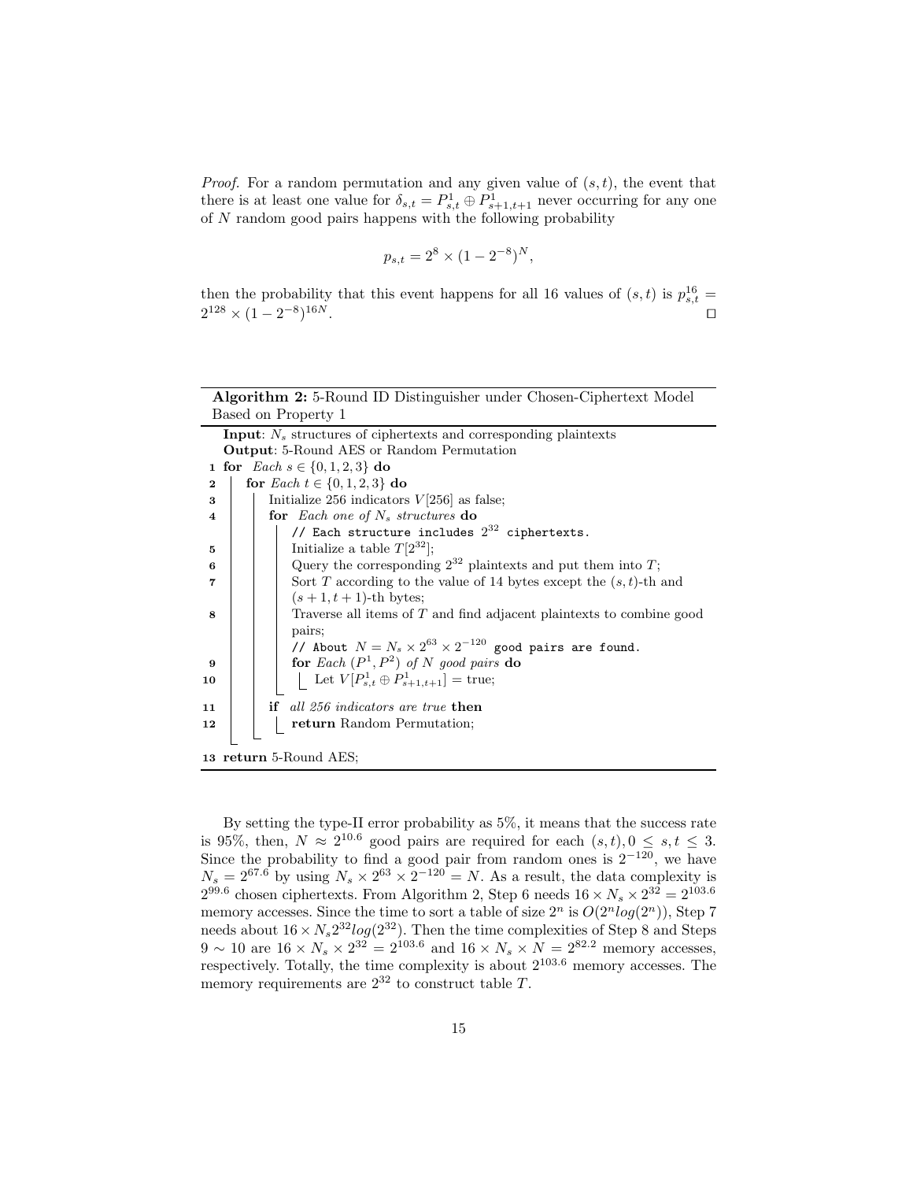*Proof.* For a random permutation and any given value of $(s, t)$, the event that there is at least one value for $\delta_{s,t} = P^1_{s,t} \oplus P^1_{s+1,t+1}$ never occurring for any one of $N$ random good pairs happens with the following probability

$$p_{s,t} = 2^8 \times (1 - 2^{-8})^N,$$

then the probability that this event happens for all 16 values of $(s, t)$ is $p^{16}_{s,t} = 2^{128} \times (1 - 2^{-8})^{16N}$. □

**Algorithm 2:** 5-Round ID Distinguisher under Chosen-Ciphertext Model Based on Property 1

```
   Input: N_s structures of ciphertexts and corresponding plaintexts
   Output: 5-Round AES or Random Permutation
1  for Each s ∈ {0, 1, 2, 3} do
2      for Each t ∈ {0, 1, 2, 3} do
3          Initialize 256 indicators V[256] as false;
4          for Each one of N_s structures do
               // Each structure includes 2^32 ciphertexts.
5              Initialize a table T[2^32];
6              Query the corresponding 2^32 plaintexts and put them into T;
7              Sort T according to the value of 14 bytes except the (s,t)-th and
               (s+1, t+1)-th bytes;
8              Traverse all items of T and find adjacent plaintexts to combine good
               pairs;
               // About N = N_s × 2^63 × 2^-120 good pairs are found.
9              for Each (P^1, P^2) of N good pairs do
10                 Let V[P^1_{s,t} ⊕ P^1_{s+1,t+1}] = true;
11         if all 256 indicators are true then
12             return Random Permutation;
13 return 5-Round AES;
```

By setting the type-II error probability as 5%, it means that the success rate is 95%, then, $N \approx 2^{10.6}$ good pairs are required for each $(s, t), 0 \leq s, t \leq 3$. Since the probability to find a good pair from random ones is $2^{-120}$, we have $N_s = 2^{67.6}$ by using $N_s \times 2^{63} \times 2^{-120} = N$. As a result, the data complexity is $2^{99.6}$ chosen ciphertexts. From Algorithm 2, Step 6 needs $16 \times N_s \times 2^{32} = 2^{103.6}$ memory accesses. Since the time to sort a table of size $2^n$ is $O(2^n log(2^n))$, Step 7 needs about $16 \times N_s 2^{32} log(2^{32})$. Then the time complexities of Step 8 and Steps $9 \sim 10$ are $16 \times N_s \times 2^{32} = 2^{103.6}$ and $16 \times N_s \times N = 2^{82.2}$ memory accesses, respectively. Totally, the time complexity is about $2^{103.6}$ memory accesses. The memory requirements are $2^{32}$ to construct table $T$.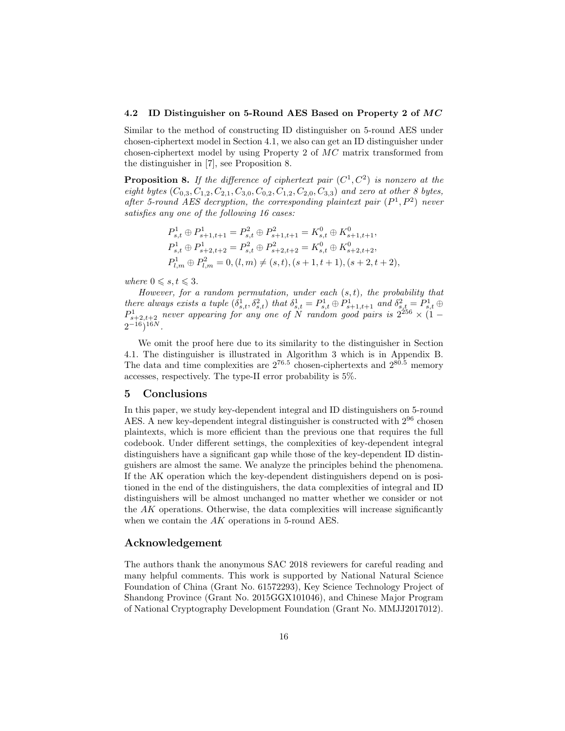### 4.2 ID Distinguisher on 5-Round AES Based on Property 2 of $MC$

Similar to the method of constructing ID distinguisher on 5-round AES under chosen-ciphertext model in Section 4.1, we also can get an ID distinguisher under chosen-ciphertext model by using Property 2 of $MC$ matrix transformed from the distinguisher in [7], see Proposition 8.

**Proposition 8.** *If the difference of ciphertext pair $(C^1, C^2)$ is nonzero at the eight bytes $(C_{0,3}, C_{1,2}, C_{2,1}, C_{3,0}, C_{0,2}, C_{1,2}, C_{2,0}, C_{3,3})$ and zero at other 8 bytes, after 5-round AES decryption, the corresponding plaintext pair $(P^1, P^2)$ never satisfies any one of the following 16 cases:*

$$
\begin{aligned}
&P^1_{s,t} \oplus P^1_{s+1,t+1} = P^2_{s,t} \oplus P^2_{s+1,t+1} = K^0_{s,t} \oplus K^0_{s+1,t+1}, \\
&P^1_{s,t} \oplus P^1_{s+2,t+2} = P^2_{s,t} \oplus P^2_{s+2,t+2} = K^0_{s,t} \oplus K^0_{s+2,t+2}, \\
&P^1_{l,m} \oplus P^2_{l,m} = 0, (l,m) \neq (s,t), (s+1,t+1), (s+2,t+2),
\end{aligned}
$$

*where $0 \leqslant s, t \leqslant 3$.*

*However, for a random permutation, under each $(s,t)$, the probability that there always exists a tuple $(\delta^1_{s,t}, \delta^2_{s,t})$ that $\delta^1_{s,t} = P^1_{s,t} \oplus P^1_{s+1,t+1}$ and $\delta^2_{s,t} = P^1_{s,t} \oplus P^1_{s+2,t+2}$ never appearing for any one of $N$ random good pairs is $2^{256} \times (1 - 2^{-16})^{16N}$.*

We omit the proof here due to its similarity to the distinguisher in Section 4.1. The distinguisher is illustrated in Algorithm 3 which is in Appendix B. The data and time complexities are $2^{76.5}$ chosen-ciphertexts and $2^{80.5}$ memory accesses, respectively. The type-II error probability is 5%.

## 5 Conclusions

In this paper, we study key-dependent integral and ID distinguishers on 5-round AES. A new key-dependent integral distinguisher is constructed with $2^{96}$ chosen plaintexts, which is more efficient than the previous one that requires the full codebook. Under different settings, the complexities of key-dependent integral distinguishers have a significant gap while those of the key-dependent ID distinguishers are almost the same. We analyze the principles behind the phenomena. If the AK operation which the key-dependent distinguishers depend on is positioned in the end of the distinguishers, the data complexities of integral and ID distinguishers will be almost unchanged no matter whether we consider or not the $AK$ operations. Otherwise, the data complexities will increase significantly when we contain the $AK$ operations in 5-round AES.

## Acknowledgement

The authors thank the anonymous SAC 2018 reviewers for careful reading and many helpful comments. This work is supported by National Natural Science Foundation of China (Grant No. 61572293), Key Science Technology Project of Shandong Province (Grant No. 2015GGX101046), and Chinese Major Program of National Cryptography Development Foundation (Grant No. MMJJ2017012).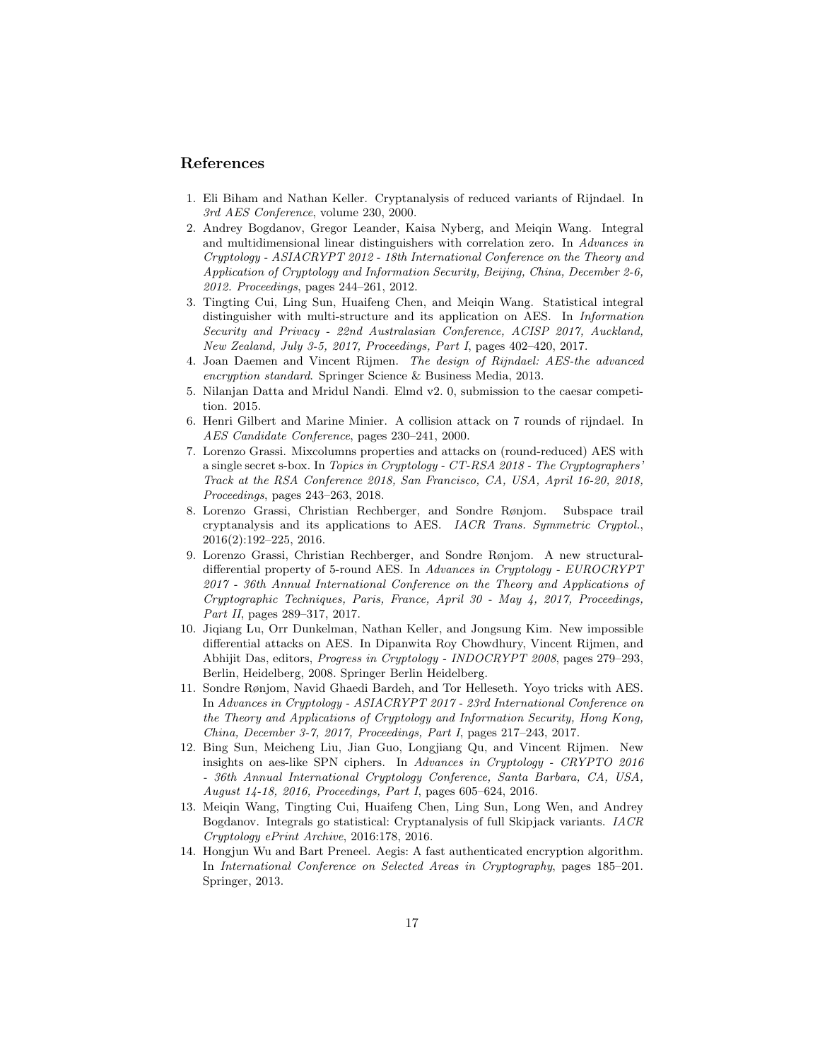## References

1. Eli Biham and Nathan Keller. Cryptanalysis of reduced variants of Rijndael. In *3rd AES Conference*, volume 230, 2000.
2. Andrey Bogdanov, Gregor Leander, Kaisa Nyberg, and Meiqin Wang. Integral and multidimensional linear distinguishers with correlation zero. In *Advances in Cryptology - ASIACRYPT 2012 - 18th International Conference on the Theory and Application of Cryptology and Information Security, Beijing, China, December 2-6, 2012. Proceedings*, pages 244–261, 2012.
3. Tingting Cui, Ling Sun, Huaifeng Chen, and Meiqin Wang. Statistical integral distinguisher with multi-structure and its application on AES. In *Information Security and Privacy - 22nd Australasian Conference, ACISP 2017, Auckland, New Zealand, July 3-5, 2017, Proceedings, Part I*, pages 402–420, 2017.
4. Joan Daemen and Vincent Rijmen. *The design of Rijndael: AES-the advanced encryption standard*. Springer Science & Business Media, 2013.
5. Nilanjan Datta and Mridul Nandi. Elmd v2. 0, submission to the caesar competition. 2015.
6. Henri Gilbert and Marine Minier. A collision attack on 7 rounds of rijndael. In *AES Candidate Conference*, pages 230–241, 2000.
7. Lorenzo Grassi. Mixcolumns properties and attacks on (round-reduced) AES with a single secret s-box. In *Topics in Cryptology - CT-RSA 2018 - The Cryptographers' Track at the RSA Conference 2018, San Francisco, CA, USA, April 16-20, 2018, Proceedings*, pages 243–263, 2018.
8. Lorenzo Grassi, Christian Rechberger, and Sondre Rønjom. Subspace trail cryptanalysis and its applications to AES. *IACR Trans. Symmetric Cryptol.*, 2016(2):192–225, 2016.
9. Lorenzo Grassi, Christian Rechberger, and Sondre Rønjom. A new structural-differential property of 5-round AES. In *Advances in Cryptology - EUROCRYPT 2017 - 36th Annual International Conference on the Theory and Applications of Cryptographic Techniques, Paris, France, April 30 - May 4, 2017, Proceedings, Part II*, pages 289–317, 2017.
10. Jiqiang Lu, Orr Dunkelman, Nathan Keller, and Jongsung Kim. New impossible differential attacks on AES. In Dipanwita Roy Chowdhury, Vincent Rijmen, and Abhijit Das, editors, *Progress in Cryptology - INDOCRYPT 2008*, pages 279–293, Berlin, Heidelberg, 2008. Springer Berlin Heidelberg.
11. Sondre Rønjom, Navid Ghaedi Bardeh, and Tor Helleseth. Yoyo tricks with AES. In *Advances in Cryptology - ASIACRYPT 2017 - 23rd International Conference on the Theory and Applications of Cryptology and Information Security, Hong Kong, China, December 3-7, 2017, Proceedings, Part I*, pages 217–243, 2017.
12. Bing Sun, Meicheng Liu, Jian Guo, Longjiang Qu, and Vincent Rijmen. New insights on aes-like SPN ciphers. In *Advances in Cryptology - CRYPTO 2016 - 36th Annual International Cryptology Conference, Santa Barbara, CA, USA, August 14-18, 2016, Proceedings, Part I*, pages 605–624, 2016.
13. Meiqin Wang, Tingting Cui, Huaifeng Chen, Ling Sun, Long Wen, and Andrey Bogdanov. Integrals go statistical: Cryptanalysis of full Skipjack variants. *IACR Cryptology ePrint Archive*, 2016:178, 2016.
14. Hongjun Wu and Bart Preneel. Aegis: A fast authenticated encryption algorithm. In *International Conference on Selected Areas in Cryptography*, pages 185–201. Springer, 2013.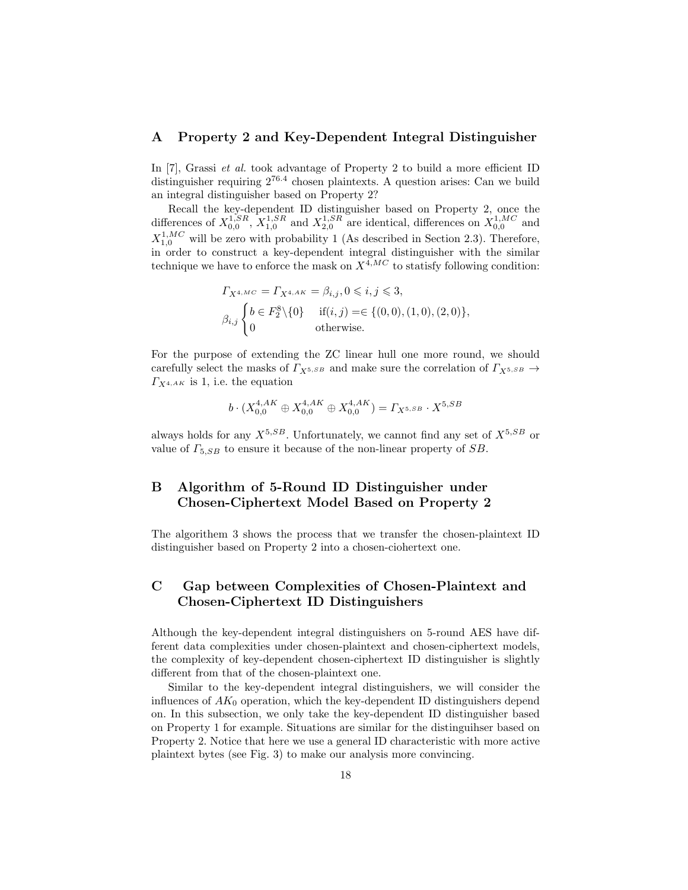## A Property 2 and Key-Dependent Integral Distinguisher

In [7], Grassi *et al.* took advantage of Property 2 to build a more efficient ID distinguisher requiring $2^{76.4}$ chosen plaintexts. A question arises: Can we build an integral distinguisher based on Property 2?

Recall the key-dependent ID distinguisher based on Property 2, once the differences of $X_{0,0}^{1,SR}$, $X_{1,0}^{1,SR}$ and $X_{2,0}^{1,SR}$ are identical, differences on $X_{0,0}^{1,MC}$ and $X_{1,0}^{1,MC}$ will be zero with probability 1 (As described in Section 2.3). Therefore, in order to construct a key-dependent integral distinguisher with the similar technique we have to enforce the mask on $X^{4,MC}$ to statisfy following condition:

$$\Gamma_{X^{4,MC}} = \Gamma_{X^{4,AK}} = \beta_{i,j}, 0 \leqslant i, j \leqslant 3,$$

$$\beta_{i,j} \begin{cases} b \in F_2^8 \backslash \{0\} & \text{if}(i,j) = \in \{(0,0),(1,0),(2,0)\}, \\ 0 & \text{otherwise.} \end{cases}$$

For the purpose of extending the ZC linear hull one more round, we should carefully select the masks of $\Gamma_{X^{5,SB}}$ and make sure the correlation of $\Gamma_{X^{5,SB}} \rightarrow \Gamma_{X^{4,AK}}$ is 1, i.e. the equation

$$b \cdot (X_{0,0}^{4,AK} \oplus X_{0,0}^{4,AK} \oplus X_{0,0}^{4,AK}) = \Gamma_{X^{5,SB}} \cdot X^{5,SB}$$

always holds for any $X^{5,SB}$. Unfortunately, we cannot find any set of $X^{5,SB}$ or value of $\Gamma_{5,SB}$ to ensure it because of the non-linear property of $SB$.

## B Algorithm of 5-Round ID Distinguisher under Chosen-Ciphertext Model Based on Property 2

The algorithem 3 shows the process that we transfer the chosen-plaintext ID distinguisher based on Property 2 into a chosen-ciohertext one.

## C Gap between Complexities of Chosen-Plaintext and Chosen-Ciphertext ID Distinguishers

Although the key-dependent integral distinguishers on 5-round AES have different data complexities under chosen-plaintext and chosen-ciphertext models, the complexity of key-dependent chosen-ciphertext ID distinguisher is slightly different from that of the chosen-plaintext one.

Similar to the key-dependent integral distinguishers, we will consider the influences of $AK_0$ operation, which the key-dependent ID distinguishers depend on. In this subsection, we only take the key-dependent ID distinguisher based on Property 1 for example. Situations are similar for the distinguihser based on Property 2. Notice that here we use a general ID characteristic with more active plaintext bytes (see Fig. 3) to make our analysis more convincing.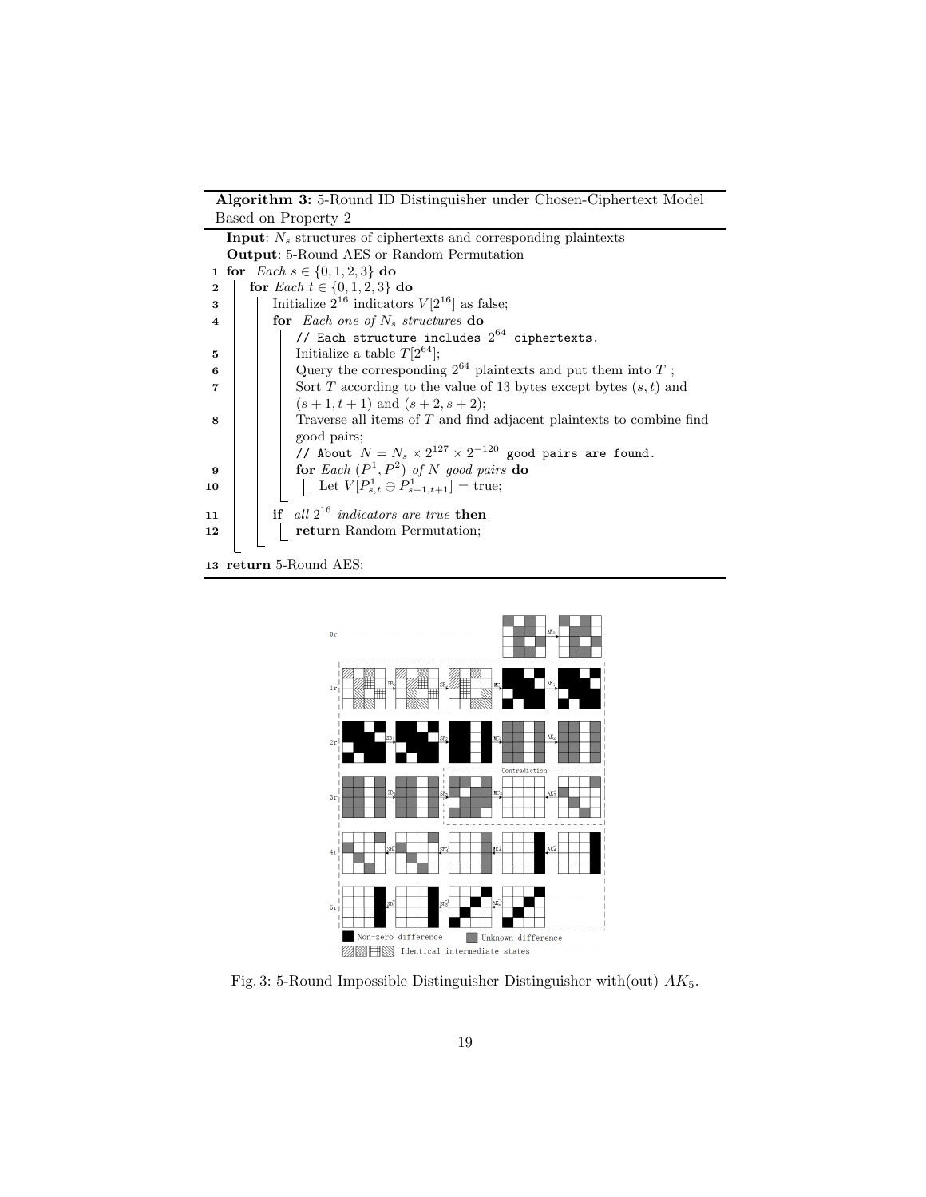**Algorithm 3:** 5-Round ID Distinguisher under Chosen-Ciphertext Model Based on Property 2

**Input**: $N_s$ structures of ciphertexts and corresponding plaintexts
**Output**: 5-Round AES or Random Permutation

```
1  for Each s ∈ {0,1,2,3} do
2      for Each t ∈ {0,1,2,3} do
3          Initialize 2^16 indicators V[2^16] as false;
4          for Each one of N_s structures do
               // Each structure includes 2^64 ciphertexts.
5              Initialize a table T[2^64];
6              Query the corresponding 2^64 plaintexts and put them into T ;
7              Sort T according to the value of 13 bytes except bytes (s,t) and
               (s+1,t+1) and (s+2,s+2);
8              Traverse all items of T and find adjacent plaintexts to combine find
               good pairs;
               // About N = N_s × 2^127 × 2^-120 good pairs are found.
9              for Each (P^1, P^2) of N good pairs do
10                 Let V[P^1_{s,t} ⊕ P^1_{s+1,t+1}] = true;
11         if all 2^16 indicators are true then
12             return Random Permutation;
13 return 5-Round AES;
```

Fig. 3: 5-Round Impossible Distinguisher Distinguisher with(out) $AK_5$.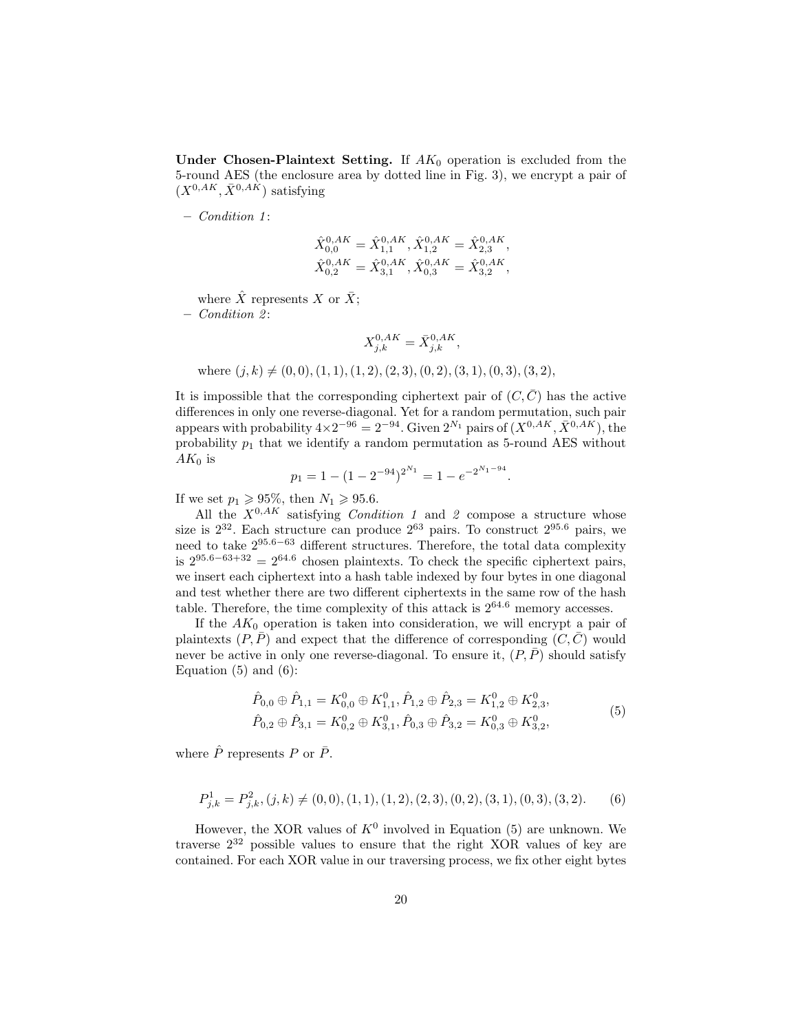**Under Chosen-Plaintext Setting.** If $AK_0$ operation is excluded from the 5-round AES (the enclosure area by dotted line in Fig. 3), we encrypt a pair of $(X^{0,AK}, \bar{X}^{0,AK})$ satisfying

– *Condition 1*:

$$\hat{X}^{0,AK}_{0,0} = \hat{X}^{0,AK}_{1,1}, \hat{X}^{0,AK}_{1,2} = \hat{X}^{0,AK}_{2,3},$$
$$\hat{X}^{0,AK}_{0,2} = \hat{X}^{0,AK}_{3,1}, \hat{X}^{0,AK}_{0,3} = \hat{X}^{0,AK}_{3,2},$$

where $\hat{X}$ represents $X$ or $\bar{X}$;

– *Condition 2*:

$$X^{0,AK}_{j,k} = \bar{X}^{0,AK}_{j,k},$$

where $(j,k) \neq (0,0),(1,1),(1,2),(2,3),(0,2),(3,1),(0,3),(3,2)$,

It is impossible that the corresponding ciphertext pair of $(C, \bar{C})$ has the active differences in only one reverse-diagonal. Yet for a random permutation, such pair appears with probability $4 \times 2^{-96} = 2^{-94}$. Given $2^{N_1}$ pairs of $(X^{0,AK}, \bar{X}^{0,AK})$, the probability $p_1$ that we identify a random permutation as 5-round AES without $AK_0$ is

$$p_1 = 1 - (1 - 2^{-94})^{2^{N_1}} = 1 - e^{-2^{N_1 - 94}}.$$

If we set $p_1 \geqslant 95\%$, then $N_1 \geqslant 95.6$.

All the $X^{0,AK}$ satisfying *Condition 1* and *2* compose a structure whose size is $2^{32}$. Each structure can produce $2^{63}$ pairs. To construct $2^{95.6}$ pairs, we need to take $2^{95.6-63}$ different structures. Therefore, the total data complexity is $2^{95.6-63+32} = 2^{64.6}$ chosen plaintexts. To check the specific ciphertext pairs, we insert each ciphertext into a hash table indexed by four bytes in one diagonal and test whether there are two different ciphertexts in the same row of the hash table. Therefore, the time complexity of this attack is $2^{64.6}$ memory accesses.

If the $AK_0$ operation is taken into consideration, we will encrypt a pair of plaintexts $(P, \bar{P})$ and expect that the difference of corresponding $(C, \bar{C})$ would never be active in only one reverse-diagonal. To ensure it, $(P, \bar{P})$ should satisfy Equation (5) and (6):

$$\hat{P}_{0,0} \oplus \hat{P}_{1,1} = K^0_{0,0} \oplus K^0_{1,1}, \hat{P}_{1,2} \oplus \hat{P}_{2,3} = K^0_{1,2} \oplus K^0_{2,3},$$
$$\hat{P}_{0,2} \oplus \hat{P}_{3,1} = K^0_{0,2} \oplus K^0_{3,1}, \hat{P}_{0,3} \oplus \hat{P}_{3,2} = K^0_{0,3} \oplus K^0_{3,2}, \tag{5}$$

where $\hat{P}$ represents $P$ or $\bar{P}$.

$$P^1_{j,k} = P^2_{j,k}, (j,k) \neq (0,0),(1,1),(1,2),(2,3),(0,2),(3,1),(0,3),(3,2). \tag{6}$$

However, the XOR values of $K^0$ involved in Equation (5) are unknown. We traverse $2^{32}$ possible values to ensure that the right XOR values of key are contained. For each XOR value in our traversing process, we fix other eight bytes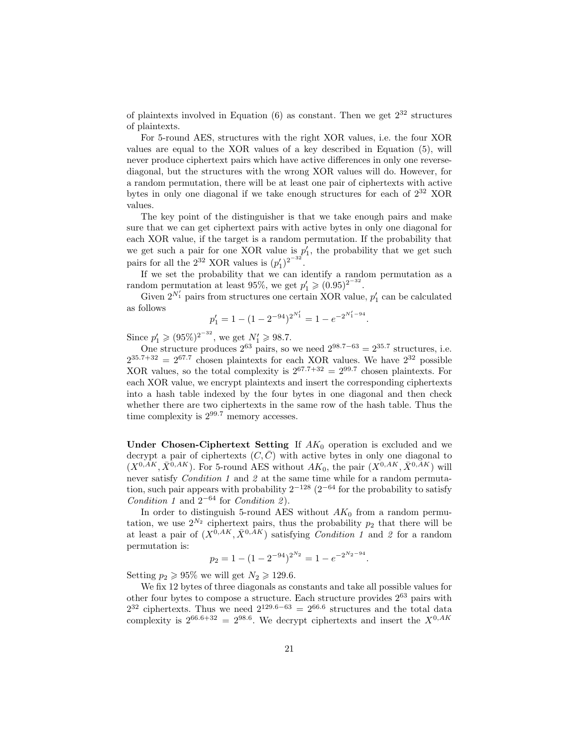of plaintexts involved in Equation (6) as constant. Then we get $2^{32}$ structures of plaintexts.

For 5-round AES, structures with the right XOR values, i.e. the four XOR values are equal to the XOR values of a key described in Equation (5), will never produce ciphertext pairs which have active differences in only one reverse-diagonal, but the structures with the wrong XOR values will do. However, for a random permutation, there will be at least one pair of ciphertexts with active bytes in only one diagonal if we take enough structures for each of $2^{32}$ XOR values.

The key point of the distinguisher is that we take enough pairs and make sure that we can get ciphertext pairs with active bytes in only one diagonal for each XOR value, if the target is a random permutation. If the probability that we get such a pair for one XOR value is $p_1'$, the probability that we get such pairs for all the $2^{32}$ XOR values is $(p_1')^{2^{-32}}$.

If we set the probability that we can identify a random permutation as a random permutation at least 95%, we get $p_1' \geqslant (0.95)^{2^{-32}}$.

Given $2^{N_1'}$ pairs from structures one certain XOR value, $p_1'$ can be calculated as follows

$$p_1' = 1 - (1 - 2^{-94})^{2^{N_1'}} = 1 - e^{-2^{N_1'-94}}.$$

Since $p_1' \geqslant (95\%)^{2^{-32}}$, we get $N_1' \geqslant 98.7$.

One structure produces $2^{63}$ pairs, so we need $2^{98.7-63} = 2^{35.7}$ structures, i.e. $2^{35.7+32} = 2^{67.7}$ chosen plaintexts for each XOR values. We have $2^{32}$ possible XOR values, so the total complexity is $2^{67.7+32} = 2^{99.7}$ chosen plaintexts. For each XOR value, we encrypt plaintexts and insert the corresponding ciphertexts into a hash table indexed by the four bytes in one diagonal and then check whether there are two ciphertexts in the same row of the hash table. Thus the time complexity is $2^{99.7}$ memory accesses.

**Under Chosen-Ciphertext Setting** If $AK_0$ operation is excluded and we decrypt a pair of ciphertexts $(C, \bar{C})$ with active bytes in only one diagonal to $(X^{0,AK}, \bar{X}^{0,AK})$. For 5-round AES without $AK_0$, the pair $(X^{0,AK}, \bar{X}^{0,AK})$ will never satisfy *Condition 1* and *2* at the same time while for a random permutation, such pair appears with probability $2^{-128}$ ($2^{-64}$ for the probability to satisfy *Condition 1* and $2^{-64}$ for *Condition 2*).

In order to distinguish 5-round AES without $AK_0$ from a random permutation, we use $2^{N_2}$ ciphertext pairs, thus the probability $p_2$ that there will be at least a pair of $(X^{0,AK}, \bar{X}^{0,AK})$ satisfying *Condition 1* and *2* for a random permutation is:

$$p_2 = 1 - (1 - 2^{-94})^{2^{N_2}} = 1 - e^{-2^{N_2-94}}.$$

Setting $p_2 \geqslant 95\%$ we will get $N_2 \geqslant 129.6$.

We fix 12 bytes of three diagonals as constants and take all possible values for other four bytes to compose a structure. Each structure provides $2^{63}$ pairs with $2^{32}$ ciphertexts. Thus we need $2^{129.6-63} = 2^{66.6}$ structures and the total data complexity is $2^{66.6+32} = 2^{98.6}$. We decrypt ciphertexts and insert the $X^{0,AK}$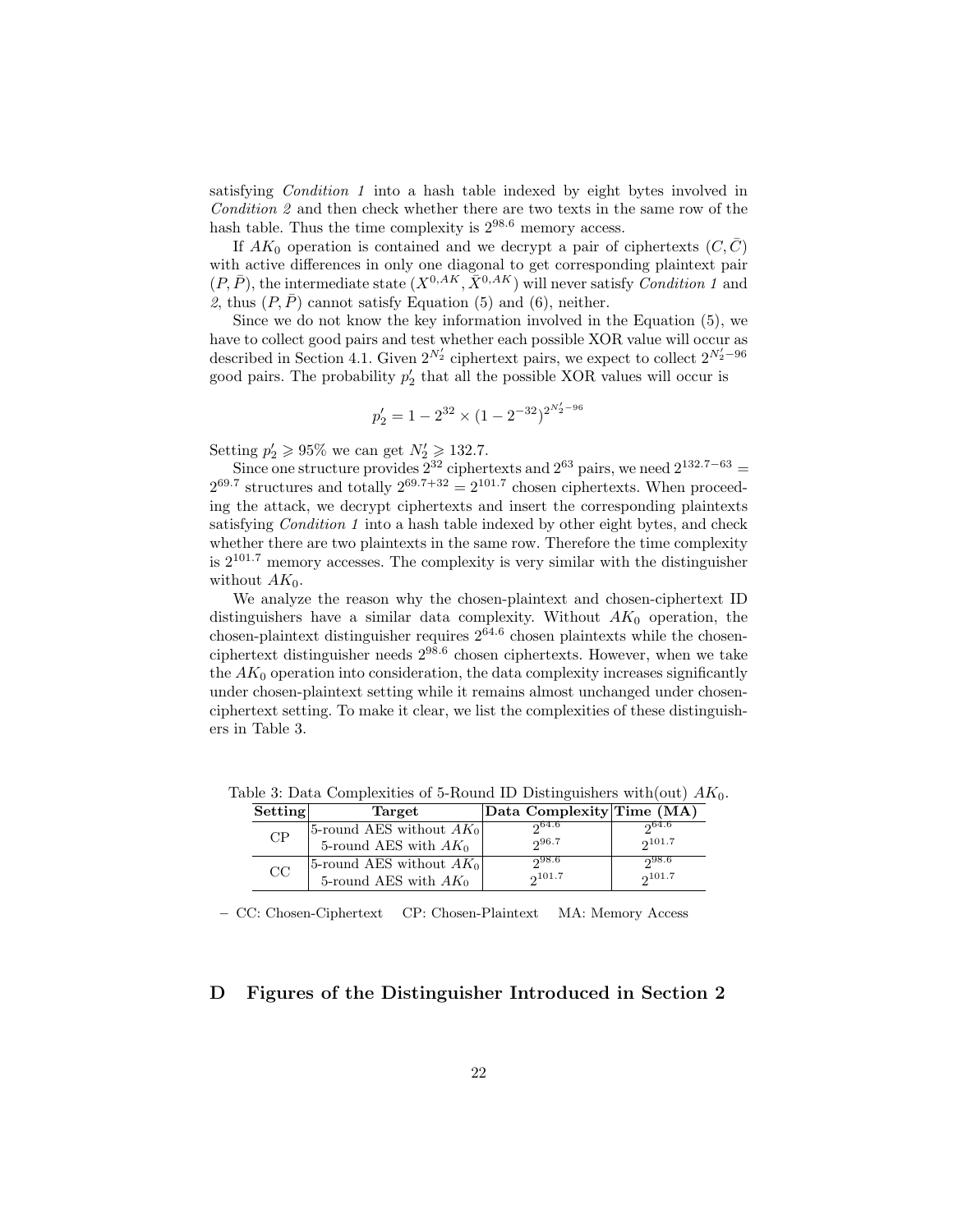satisfying *Condition 1* into a hash table indexed by eight bytes involved in *Condition 2* and then check whether there are two texts in the same row of the hash table. Thus the time complexity is $2^{98.6}$ memory access.

If $AK_0$ operation is contained and we decrypt a pair of ciphertexts $(C, \bar{C})$ with active differences in only one diagonal to get corresponding plaintext pair $(P, \bar{P})$, the intermediate state $(X^{0,AK}, \bar{X}^{0,AK})$ will never satisfy *Condition 1* and *2*, thus $(P, \bar{P})$ cannot satisfy Equation (5) and (6), neither.

Since we do not know the key information involved in the Equation (5), we have to collect good pairs and test whether each possible XOR value will occur as described in Section 4.1. Given $2^{N'_2}$ ciphertext pairs, we expect to collect $2^{N'_2-96}$ good pairs. The probability $p'_2$ that all the possible XOR values will occur is

$$p'_2 = 1 - 2^{32} \times (1 - 2^{-32})^{2^{N'_2-96}}$$

Setting $p'_2 \geqslant 95\%$ we can get $N'_2 \geqslant 132.7$.

Since one structure provides $2^{32}$ ciphertexts and $2^{63}$ pairs, we need $2^{132.7-63} = 2^{69.7}$ structures and totally $2^{69.7+32} = 2^{101.7}$ chosen ciphertexts. When proceeding the attack, we decrypt ciphertexts and insert the corresponding plaintexts satisfying *Condition 1* into a hash table indexed by other eight bytes, and check whether there are two plaintexts in the same row. Therefore the time complexity is $2^{101.7}$ memory accesses. The complexity is very similar with the distinguisher without $AK_0$.

We analyze the reason why the chosen-plaintext and chosen-ciphertext ID distinguishers have a similar data complexity. Without $AK_0$ operation, the chosen-plaintext distinguisher requires $2^{64.6}$ chosen plaintexts while the chosen-ciphertext distinguisher needs $2^{98.6}$ chosen ciphertexts. However, when we take the $AK_0$ operation into consideration, the data complexity increases significantly under chosen-plaintext setting while it remains almost unchanged under chosen-ciphertext setting. To make it clear, we list the complexities of these distinguishers in Table 3.

Table 3: Data Complexities of 5-Round ID Distinguishers with(out) $AK_0$.

| **Setting** | **Target** | **Data Complexity** | **Time (MA)** |
|---|---|---|---|
| CP | 5-round AES without $AK_0$ | $2^{64.6}$ | $2^{64.6}$ |
| | 5-round AES with $AK_0$ | $2^{96.7}$ | $2^{101.7}$ |
| CC | 5-round AES without $AK_0$ | $2^{98.6}$ | $2^{98.6}$ |
| | 5-round AES with $AK_0$ | $2^{101.7}$ | $2^{101.7}$ |

– CC: Chosen-Ciphertext  CP: Chosen-Plaintext  MA: Memory Access

## D Figures of the Distinguisher Introduced in Section 2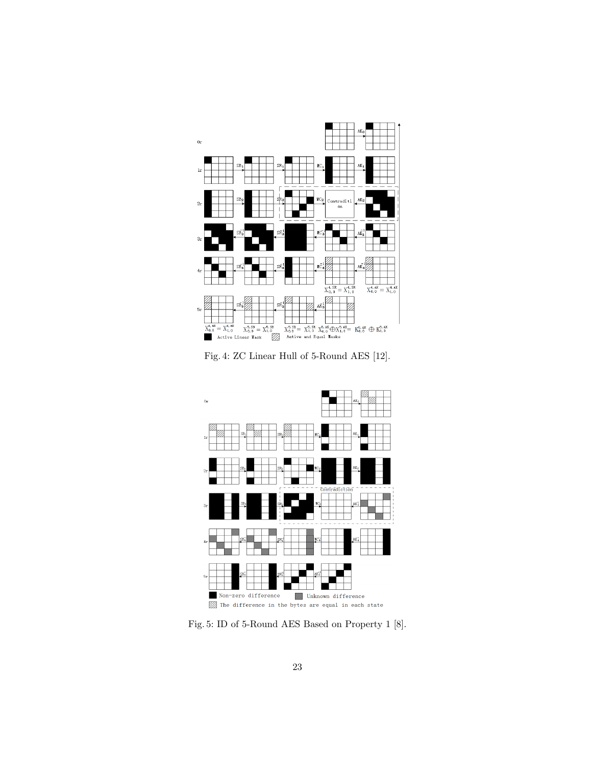Fig. 4: ZC Linear Hull of 5-Round AES [12].

Fig. 5: ID of 5-Round AES Based on Property 1 [8].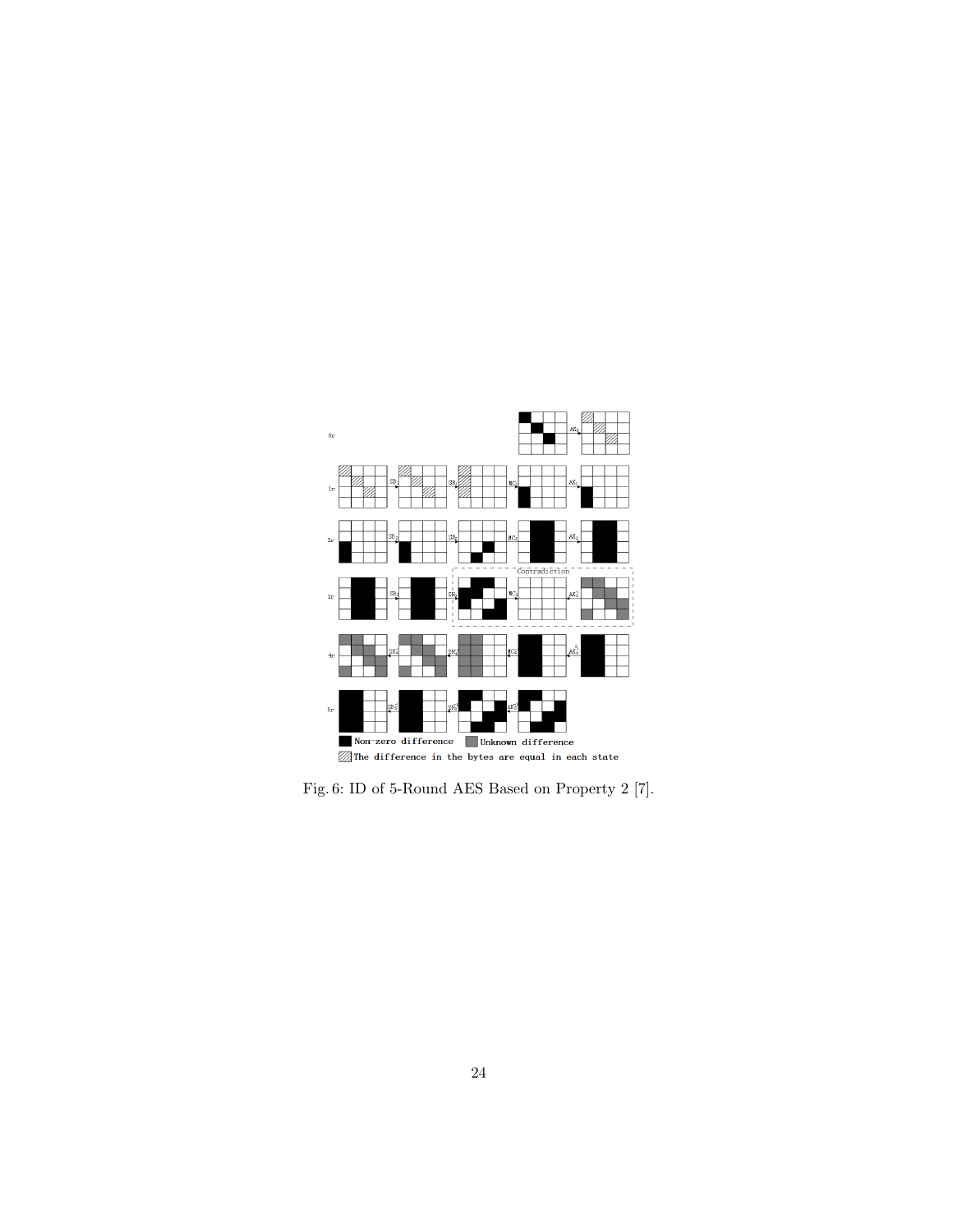0r

1r

2r

3r

4r

5r

Contradiction

Non-zero difference

Unknown difference

The difference in the bytes are equal in each state

Fig. 6: ID of 5-Round AES Based on Property 2 [7].